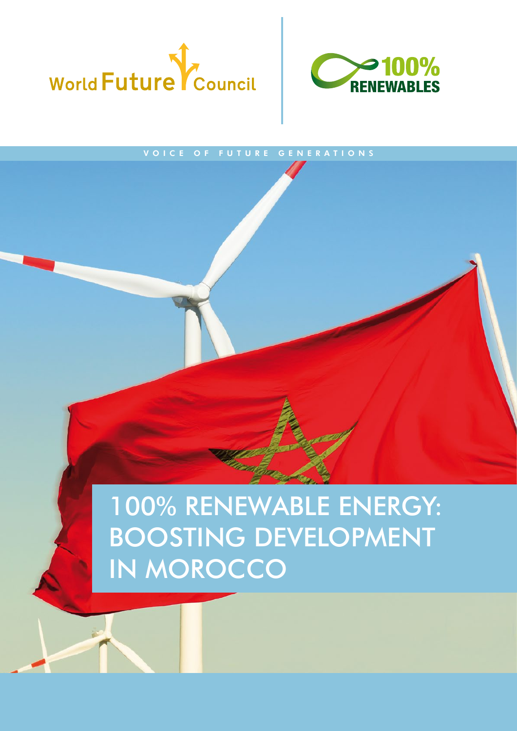World Future Council

100% RENEWABLES

VOICE OF FUTURE GENERATIONS

# 100% RENEWABLE ENERGY: BOOSTING DEVELOPMENT IN MOROCCO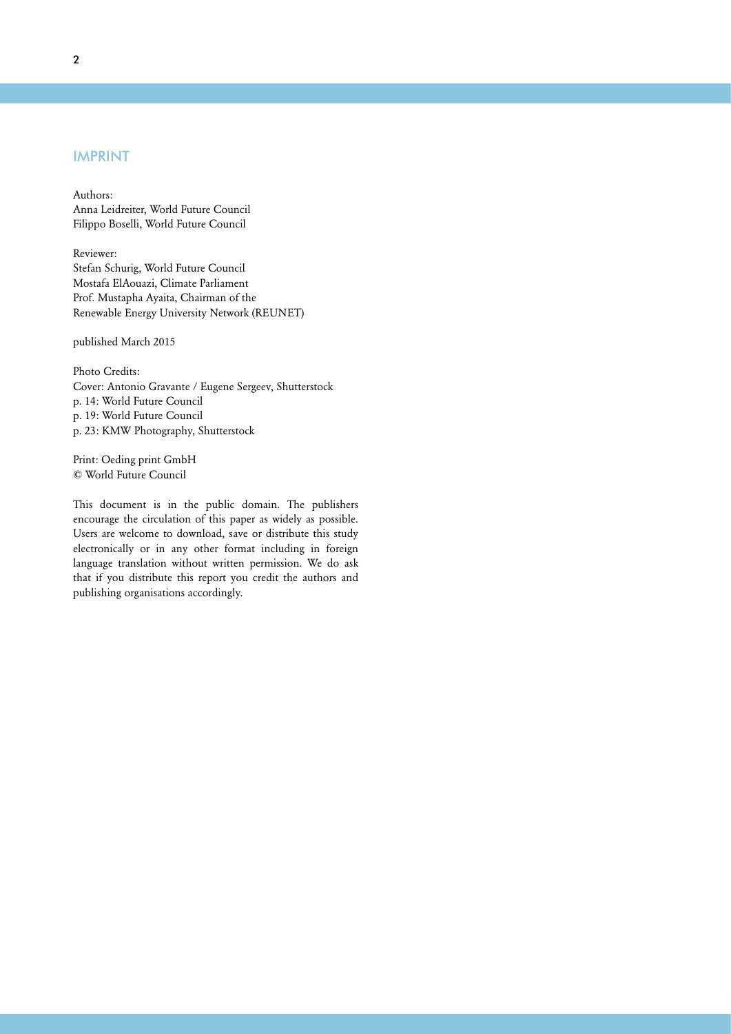## IMPRINT

Authors:
Anna Leidreiter, World Future Council
Filippo Boselli, World Future Council

Reviewer:
Stefan Schurig, World Future Council
Mostafa ElAouazi, Climate Parliament
Prof. Mustapha Ayaita, Chairman of the
Renewable Energy University Network (REUNET)

published March 2015

Photo Credits:
Cover: Antonio Gravante / Eugene Sergeev, Shutterstock
p. 14: World Future Council
p. 19: World Future Council
p. 23: KMW Photography, Shutterstock

Print: Oeding print GmbH
© World Future Council

This document is in the public domain. The publishers encourage the circulation of this paper as widely as possible. Users are welcome to download, save or distribute this study electronically or in any other format including in foreign language translation without written permission. We do ask that if you distribute this report you credit the authors and publishing organisations accordingly.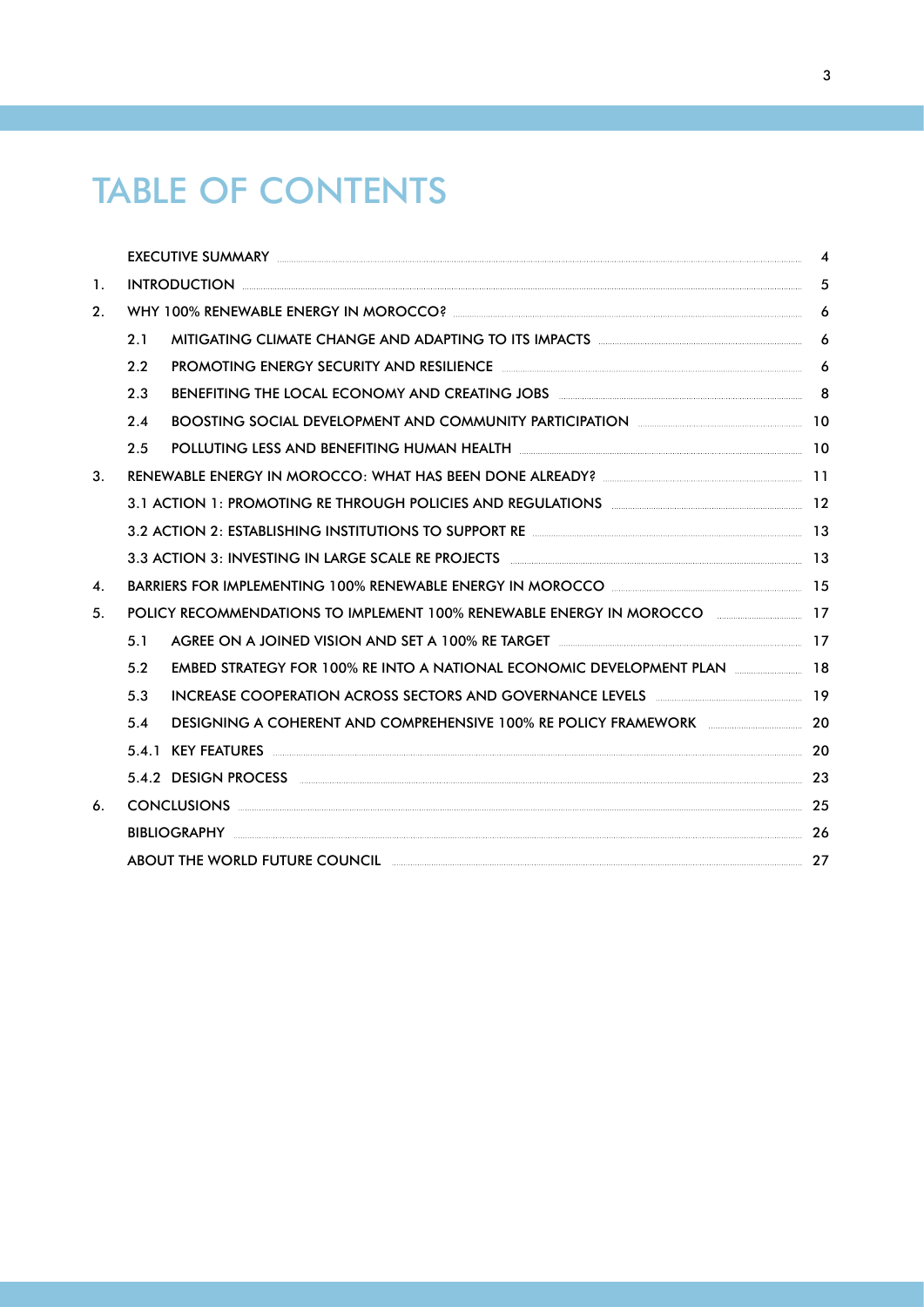# TABLE OF CONTENTS

| | | |
|---|---|---|
| | EXECUTIVE SUMMARY | 4 |
| 1. | INTRODUCTION | 5 |
| 2. | WHY 100% RENEWABLE ENERGY IN MOROCCO? | 6 |
| | 2.1 MITIGATING CLIMATE CHANGE AND ADAPTING TO ITS IMPACTS | 6 |
| | 2.2 PROMOTING ENERGY SECURITY AND RESILIENCE | 6 |
| | 2.3 BENEFITING THE LOCAL ECONOMY AND CREATING JOBS | 8 |
| | 2.4 BOOSTING SOCIAL DEVELOPMENT AND COMMUNITY PARTICIPATION | 10 |
| | 2.5 POLLUTING LESS AND BENEFITING HUMAN HEALTH | 10 |
| 3. | RENEWABLE ENERGY IN MOROCCO: WHAT HAS BEEN DONE ALREADY? | 11 |
| | 3.1 ACTION 1: PROMOTING RE THROUGH POLICIES AND REGULATIONS | 12 |
| | 3.2 ACTION 2: ESTABLISHING INSTITUTIONS TO SUPPORT RE | 13 |
| | 3.3 ACTION 3: INVESTING IN LARGE SCALE RE PROJECTS | 13 |
| 4. | BARRIERS FOR IMPLEMENTING 100% RENEWABLE ENERGY IN MOROCCO | 15 |
| 5. | POLICY RECOMMENDATIONS TO IMPLEMENT 100% RENEWABLE ENERGY IN MOROCCO | 17 |
| | 5.1 AGREE ON A JOINED VISION AND SET A 100% RE TARGET | 17 |
| | 5.2 EMBED STRATEGY FOR 100% RE INTO A NATIONAL ECONOMIC DEVELOPMENT PLAN | 18 |
| | 5.3 INCREASE COOPERATION ACROSS SECTORS AND GOVERNANCE LEVELS | 19 |
| | 5.4 DESIGNING A COHERENT AND COMPREHENSIVE 100% RE POLICY FRAMEWORK | 20 |
| | 5.4.1 KEY FEATURES | 20 |
| | 5.4.2 DESIGN PROCESS | 23 |
| 6. | CONCLUSIONS | 25 |
| | BIBLIOGRAPHY | 26 |
| | ABOUT THE WORLD FUTURE COUNCIL | 27 |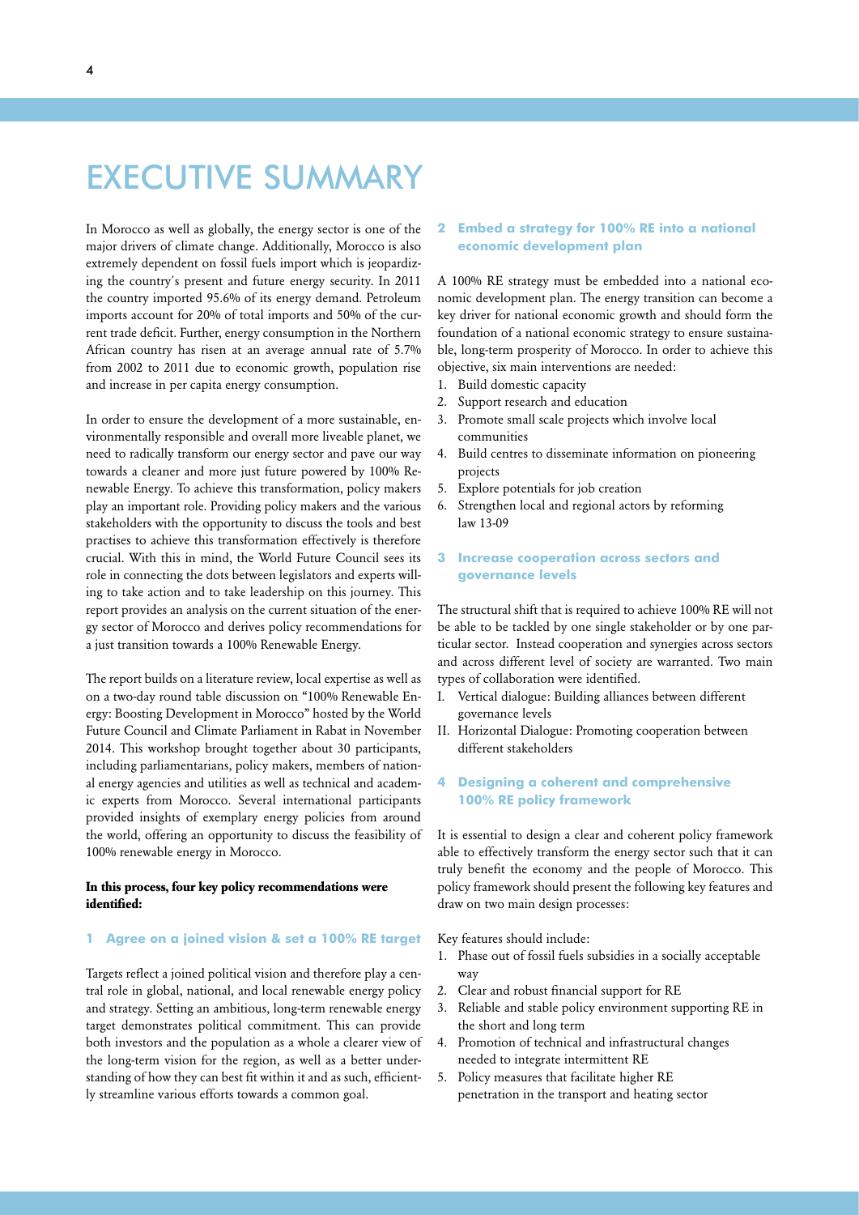# EXECUTIVE SUMMARY

In Morocco as well as globally, the energy sector is one of the major drivers of climate change. Additionally, Morocco is also extremely dependent on fossil fuels import which is jeopardizing the country´s present and future energy security. In 2011 the country imported 95.6% of its energy demand. Petroleum imports account for 20% of total imports and 50% of the current trade deficit. Further, energy consumption in the Northern African country has risen at an average annual rate of 5.7% from 2002 to 2011 due to economic growth, population rise and increase in per capita energy consumption.

In order to ensure the development of a more sustainable, environmentally responsible and overall more liveable planet, we need to radically transform our energy sector and pave our way towards a cleaner and more just future powered by 100% Renewable Energy. To achieve this transformation, policy makers play an important role. Providing policy makers and the various stakeholders with the opportunity to discuss the tools and best practises to achieve this transformation effectively is therefore crucial. With this in mind, the World Future Council sees its role in connecting the dots between legislators and experts willing to take action and to take leadership on this journey. This report provides an analysis on the current situation of the energy sector of Morocco and derives policy recommendations for a just transition towards a 100% Renewable Energy.

The report builds on a literature review, local expertise as well as on a two-day round table discussion on "100% Renewable Energy: Boosting Development in Morocco" hosted by the World Future Council and Climate Parliament in Rabat in November 2014. This workshop brought together about 30 participants, including parliamentarians, policy makers, members of national energy agencies and utilities as well as technical and academic experts from Morocco. Several international participants provided insights of exemplary energy policies from around the world, offering an opportunity to discuss the feasibility of 100% renewable energy in Morocco.

**In this process, four key policy recommendations were identified:**

### 1 Agree on a joined vision & set a 100% RE target

Targets reflect a joined political vision and therefore play a central role in global, national, and local renewable energy policy and strategy. Setting an ambitious, long-term renewable energy target demonstrates political commitment. This can provide both investors and the population as a whole a clearer view of the long-term vision for the region, as well as a better understanding of how they can best fit within it and as such, efficiently streamline various efforts towards a common goal.

### 2 Embed a strategy for 100% RE into a national economic development plan

A 100% RE strategy must be embedded into a national economic development plan. The energy transition can become a key driver for national economic growth and should form the foundation of a national economic strategy to ensure sustainable, long-term prosperity of Morocco. In order to achieve this objective, six main interventions are needed:

1. Build domestic capacity
2. Support research and education
3. Promote small scale projects which involve local communities
4. Build centres to disseminate information on pioneering projects
5. Explore potentials for job creation
6. Strengthen local and regional actors by reforming law 13-09

### 3 Increase cooperation across sectors and governance levels

The structural shift that is required to achieve 100% RE will not be able to be tackled by one single stakeholder or by one particular sector. Instead cooperation and synergies across sectors and across different level of society are warranted. Two main types of collaboration were identified.

I. Vertical dialogue: Building alliances between different governance levels
II. Horizontal Dialogue: Promoting cooperation between different stakeholders

### 4 Designing a coherent and comprehensive 100% RE policy framework

It is essential to design a clear and coherent policy framework able to effectively transform the energy sector such that it can truly benefit the economy and the people of Morocco. This policy framework should present the following key features and draw on two main design processes:

Key features should include:

1. Phase out of fossil fuels subsidies in a socially acceptable way
2. Clear and robust financial support for RE
3. Reliable and stable policy environment supporting RE in the short and long term
4. Promotion of technical and infrastructural changes needed to integrate intermittent RE
5. Policy measures that facilitate higher RE penetration in the transport and heating sector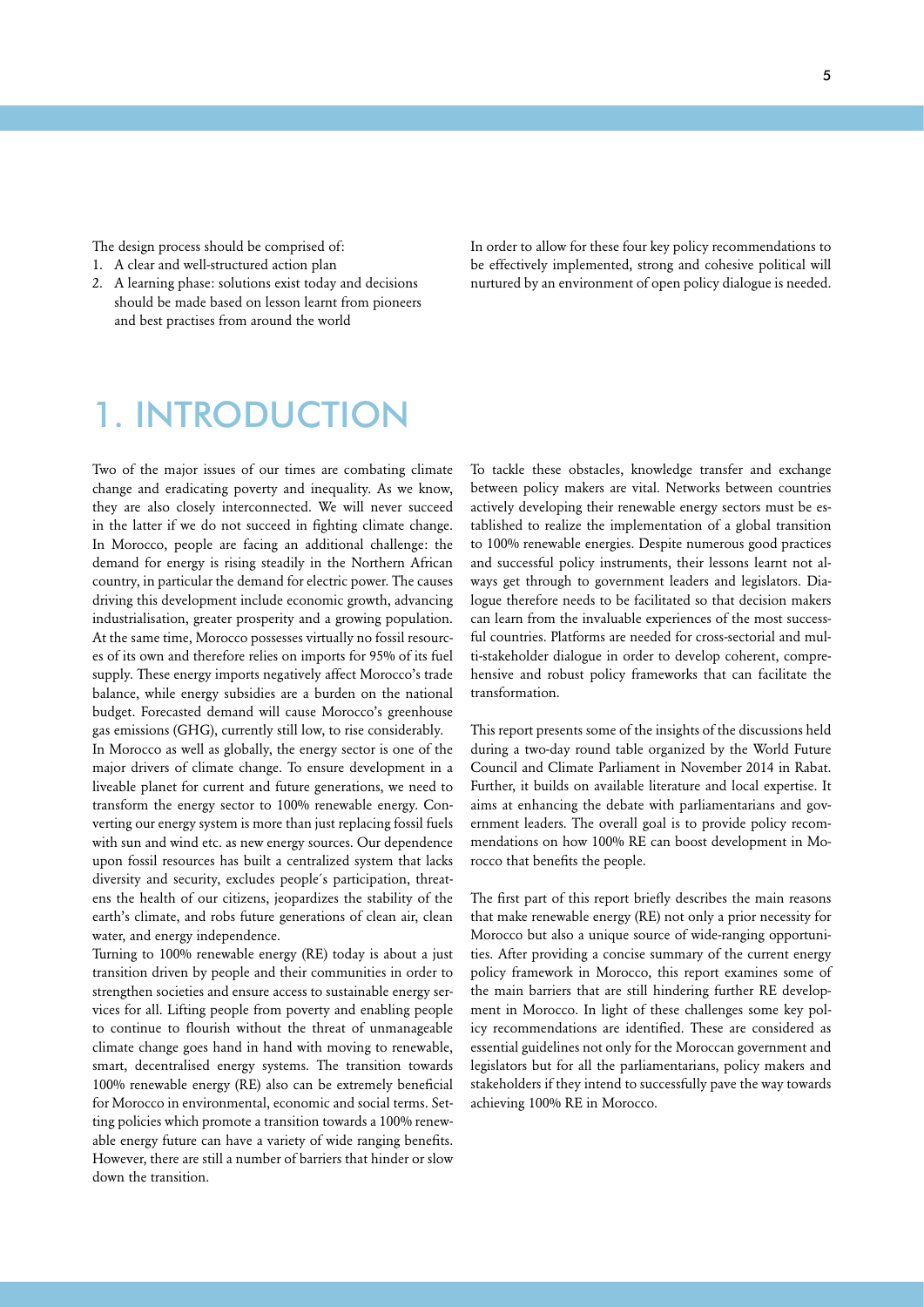The design process should be comprised of:

1. A clear and well-structured action plan
2. A learning phase: solutions exist today and decisions should be made based on lesson learnt from pioneers and best practises from around the world

In order to allow for these four key policy recommendations to be effectively implemented, strong and cohesive political will nurtured by an environment of open policy dialogue is needed.

# 1. INTRODUCTION

Two of the major issues of our times are combating climate change and eradicating poverty and inequality. As we know, they are also closely interconnected. We will never succeed in the latter if we do not succeed in fighting climate change. In Morocco, people are facing an additional challenge: the demand for energy is rising steadily in the Northern African country, in particular the demand for electric power. The causes driving this development include economic growth, advancing industrialisation, greater prosperity and a growing population. At the same time, Morocco possesses virtually no fossil resources of its own and therefore relies on imports for 95% of its fuel supply. These energy imports negatively affect Morocco's trade balance, while energy subsidies are a burden on the national budget. Forecasted demand will cause Morocco's greenhouse gas emissions (GHG), currently still low, to rise considerably.

In Morocco as well as globally, the energy sector is one of the major drivers of climate change. To ensure development in a liveable planet for current and future generations, we need to transform the energy sector to 100% renewable energy. Converting our energy system is more than just replacing fossil fuels with sun and wind etc. as new energy sources. Our dependence upon fossil resources has built a centralized system that lacks diversity and security, excludes people´s participation, threatens the health of our citizens, jeopardizes the stability of the earth's climate, and robs future generations of clean air, clean water, and energy independence.

Turning to 100% renewable energy (RE) today is about a just transition driven by people and their communities in order to strengthen societies and ensure access to sustainable energy services for all. Lifting people from poverty and enabling people to continue to flourish without the threat of unmanageable climate change goes hand in hand with moving to renewable, smart, decentralised energy systems. The transition towards 100% renewable energy (RE) also can be extremely beneficial for Morocco in environmental, economic and social terms. Setting policies which promote a transition towards a 100% renewable energy future can have a variety of wide ranging benefits. However, there are still a number of barriers that hinder or slow down the transition.

To tackle these obstacles, knowledge transfer and exchange between policy makers are vital. Networks between countries actively developing their renewable energy sectors must be established to realize the implementation of a global transition to 100% renewable energies. Despite numerous good practices and successful policy instruments, their lessons learnt not always get through to government leaders and legislators. Dialogue therefore needs to be facilitated so that decision makers can learn from the invaluable experiences of the most successful countries. Platforms are needed for cross-sectorial and multi-stakeholder dialogue in order to develop coherent, comprehensive and robust policy frameworks that can facilitate the transformation.

This report presents some of the insights of the discussions held during a two-day round table organized by the World Future Council and Climate Parliament in November 2014 in Rabat. Further, it builds on available literature and local expertise. It aims at enhancing the debate with parliamentarians and government leaders. The overall goal is to provide policy recommendations on how 100% RE can boost development in Morocco that benefits the people.

The first part of this report briefly describes the main reasons that make renewable energy (RE) not only a prior necessity for Morocco but also a unique source of wide-ranging opportunities. After providing a concise summary of the current energy policy framework in Morocco, this report examines some of the main barriers that are still hindering further RE development in Morocco. In light of these challenges some key policy recommendations are identified. These are considered as essential guidelines not only for the Moroccan government and legislators but for all the parliamentarians, policy makers and stakeholders if they intend to successfully pave the way towards achieving 100% RE in Morocco.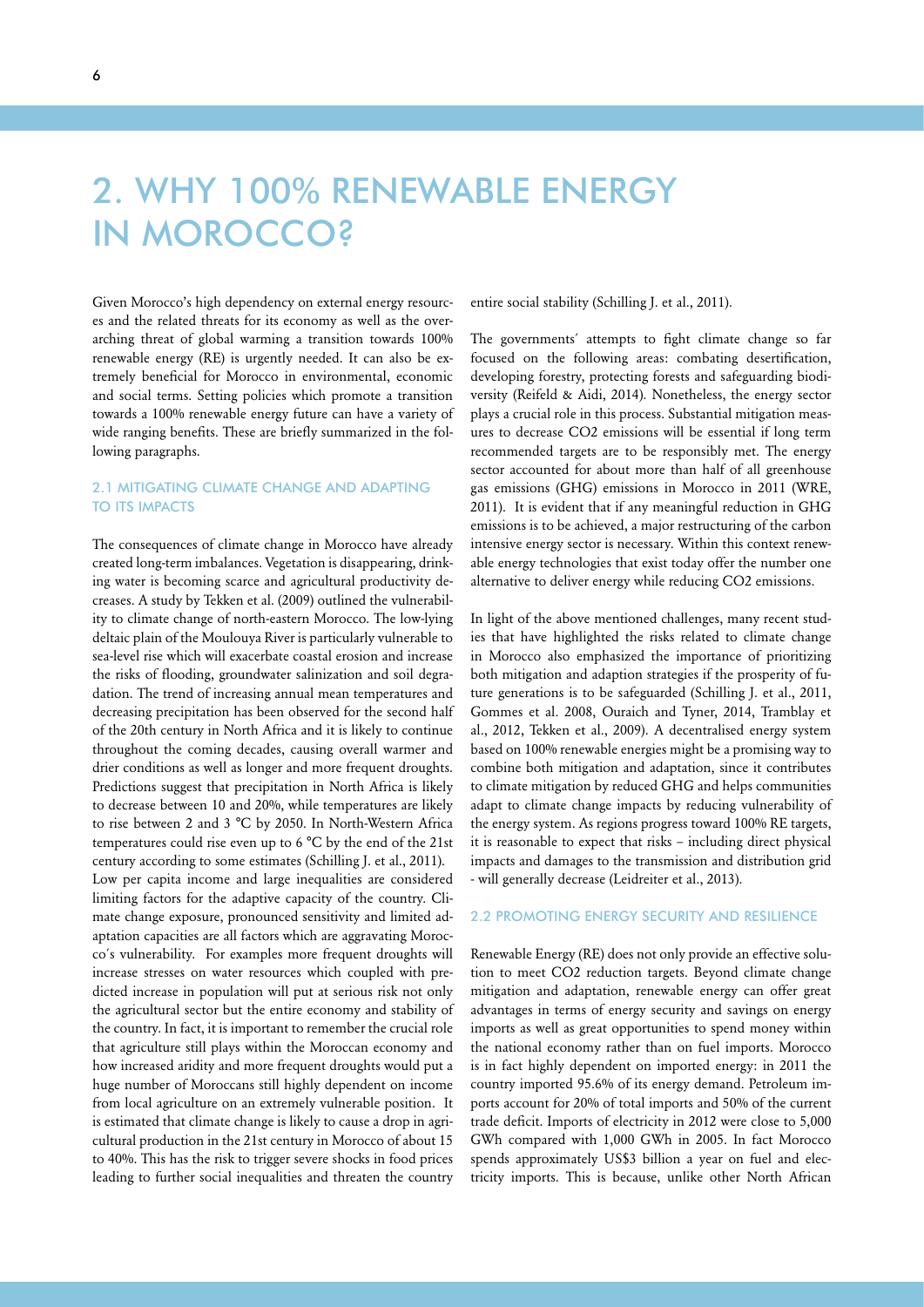# 2. WHY 100% RENEWABLE ENERGY IN MOROCCO?

Given Morocco's high dependency on external energy resources and the related threats for its economy as well as the overarching threat of global warming a transition towards 100% renewable energy (RE) is urgently needed. It can also be extremely beneficial for Morocco in environmental, economic and social terms. Setting policies which promote a transition towards a 100% renewable energy future can have a variety of wide ranging benefits. These are briefly summarized in the following paragraphs.

## 2.1 MITIGATING CLIMATE CHANGE AND ADAPTING TO ITS IMPACTS

The consequences of climate change in Morocco have already created long-term imbalances. Vegetation is disappearing, drinking water is becoming scarce and agricultural productivity decreases. A study by Tekken et al. (2009) outlined the vulnerability to climate change of north-eastern Morocco. The low-lying deltaic plain of the Moulouya River is particularly vulnerable to sea-level rise which will exacerbate coastal erosion and increase the risks of flooding, groundwater salinization and soil degradation. The trend of increasing annual mean temperatures and decreasing precipitation has been observed for the second half of the 20th century in North Africa and it is likely to continue throughout the coming decades, causing overall warmer and drier conditions as well as longer and more frequent droughts. Predictions suggest that precipitation in North Africa is likely to decrease between 10 and 20%, while temperatures are likely to rise between 2 and 3 °C by 2050. In North-Western Africa temperatures could rise even up to 6 °C by the end of the 21st century according to some estimates (Schilling J. et al., 2011).

Low per capita income and large inequalities are considered limiting factors for the adaptive capacity of the country. Climate change exposure, pronounced sensitivity and limited adaptation capacities are all factors which are aggravating Morocco´s vulnerability. For examples more frequent droughts will increase stresses on water resources which coupled with predicted increase in population will put at serious risk not only the agricultural sector but the entire economy and stability of the country. In fact, it is important to remember the crucial role that agriculture still plays within the Moroccan economy and how increased aridity and more frequent droughts would put a huge number of Moroccans still highly dependent on income from local agriculture on an extremely vulnerable position. It is estimated that climate change is likely to cause a drop in agricultural production in the 21st century in Morocco of about 15 to 40%. This has the risk to trigger severe shocks in food prices leading to further social inequalities and threaten the country entire social stability (Schilling J. et al., 2011).

The governments´ attempts to fight climate change so far focused on the following areas: combating desertification, developing forestry, protecting forests and safeguarding biodiversity (Reifeld & Aidi, 2014). Nonetheless, the energy sector plays a crucial role in this process. Substantial mitigation measures to decrease $CO_2$ emissions will be essential if long term recommended targets are to be responsibly met. The energy sector accounted for about more than half of all greenhouse gas emissions (GHG) emissions in Morocco in 2011 (WRE, 2011). It is evident that if any meaningful reduction in GHG emissions is to be achieved, a major restructuring of the carbon intensive energy sector is necessary. Within this context renewable energy technologies that exist today offer the number one alternative to deliver energy while reducing $CO_2$ emissions.

In light of the above mentioned challenges, many recent studies that have highlighted the risks related to climate change in Morocco also emphasized the importance of prioritizing both mitigation and adaption strategies if the prosperity of future generations is to be safeguarded (Schilling J. et al., 2011, Gommes et al. 2008, Ouraich and Tyner, 2014, Tramblay et al., 2012, Tekken et al., 2009). A decentralised energy system based on 100% renewable energies might be a promising way to combine both mitigation and adaptation, since it contributes to climate mitigation by reduced GHG and helps communities adapt to climate change impacts by reducing vulnerability of the energy system. As regions progress toward 100% RE targets, it is reasonable to expect that risks – including direct physical impacts and damages to the transmission and distribution grid - will generally decrease (Leidreiter et al., 2013).

## 2.2 PROMOTING ENERGY SECURITY AND RESILIENCE

Renewable Energy (RE) does not only provide an effective solution to meet $CO_2$ reduction targets. Beyond climate change mitigation and adaptation, renewable energy can offer great advantages in terms of energy security and savings on energy imports as well as great opportunities to spend money within the national economy rather than on fuel imports. Morocco is in fact highly dependent on imported energy: in 2011 the country imported 95.6% of its energy demand. Petroleum imports account for 20% of total imports and 50% of the current trade deficit. Imports of electricity in 2012 were close to 5,000 GWh compared with 1,000 GWh in 2005. In fact Morocco spends approximately US$3 billion a year on fuel and electricity imports. This is because, unlike other North African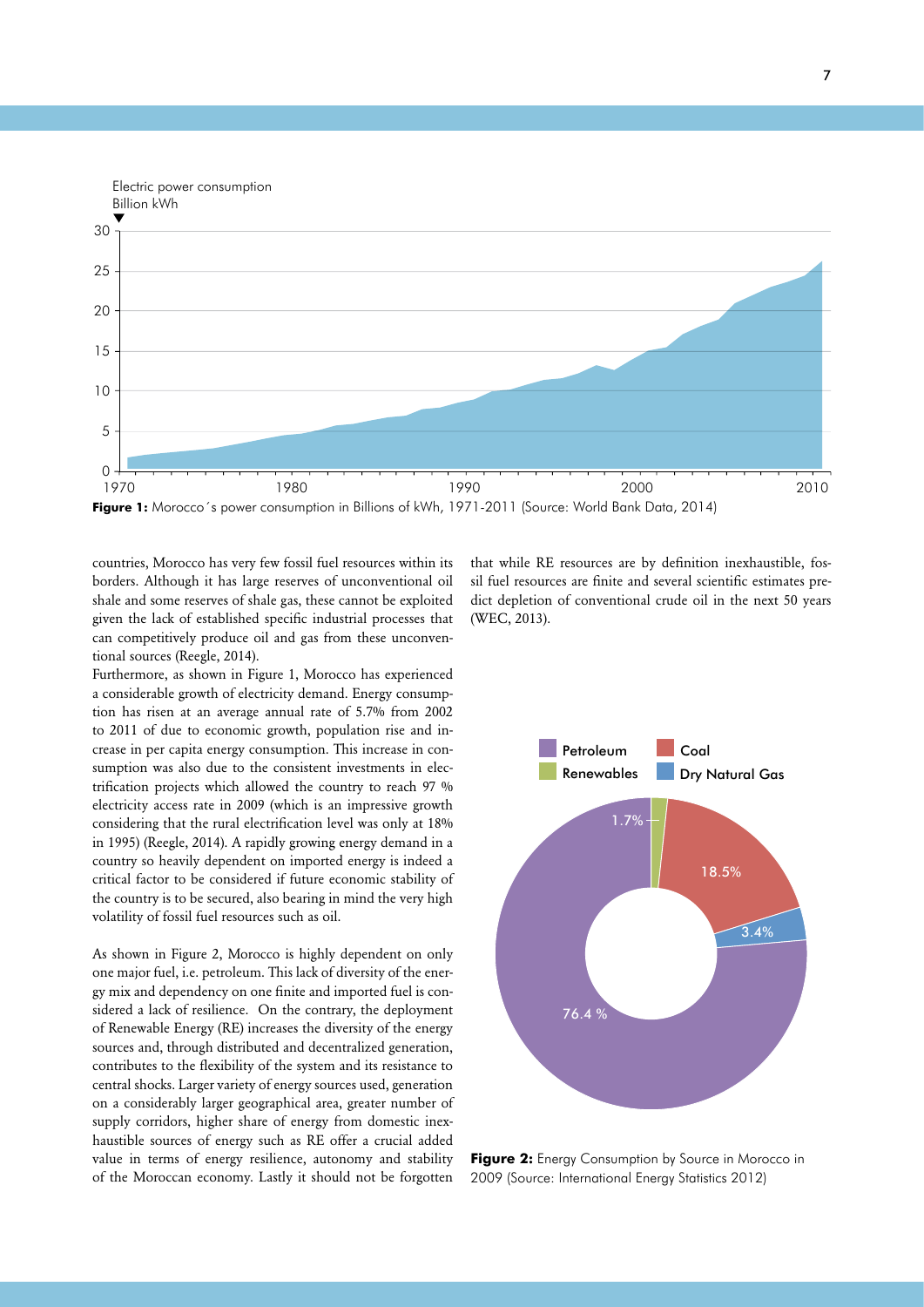Figure 1: Morocco´s power consumption in Billions of kWh, 1971-2011 (Source: World Bank Data, 2014)

countries, Morocco has very few fossil fuel resources within its borders. Although it has large reserves of unconventional oil shale and some reserves of shale gas, these cannot be exploited given the lack of established specific industrial processes that can competitively produce oil and gas from these unconventional sources (Reegle, 2014).

Furthermore, as shown in Figure 1, Morocco has experienced a considerable growth of electricity demand. Energy consumption has risen at an average annual rate of 5.7% from 2002 to 2011 of due to economic growth, population rise and increase in per capita energy consumption. This increase in consumption was also due to the consistent investments in electrification projects which allowed the country to reach 97 % electricity access rate in 2009 (which is an impressive growth considering that the rural electrification level was only at 18% in 1995) (Reegle, 2014). A rapidly growing energy demand in a country so heavily dependent on imported energy is indeed a critical factor to be considered if future economic stability of the country is to be secured, also bearing in mind the very high volatility of fossil fuel resources such as oil.

As shown in Figure 2, Morocco is highly dependent on only one major fuel, i.e. petroleum. This lack of diversity of the energy mix and dependency on one finite and imported fuel is considered a lack of resilience. On the contrary, the deployment of Renewable Energy (RE) increases the diversity of the energy sources and, through distributed and decentralized generation, contributes to the flexibility of the system and its resistance to central shocks. Larger variety of energy sources used, generation on a considerably larger geographical area, greater number of supply corridors, higher share of energy from domestic inexhaustible sources of energy such as RE offer a crucial added value in terms of energy resilience, autonomy and stability of the Moroccan economy. Lastly it should not be forgotten that while RE resources are by definition inexhaustible, fossil fuel resources are finite and several scientific estimates predict depletion of conventional crude oil in the next 50 years (WEC, 2013).

Figure 2: Energy Consumption by Source in Morocco in 2009 (Source: International Energy Statistics 2012)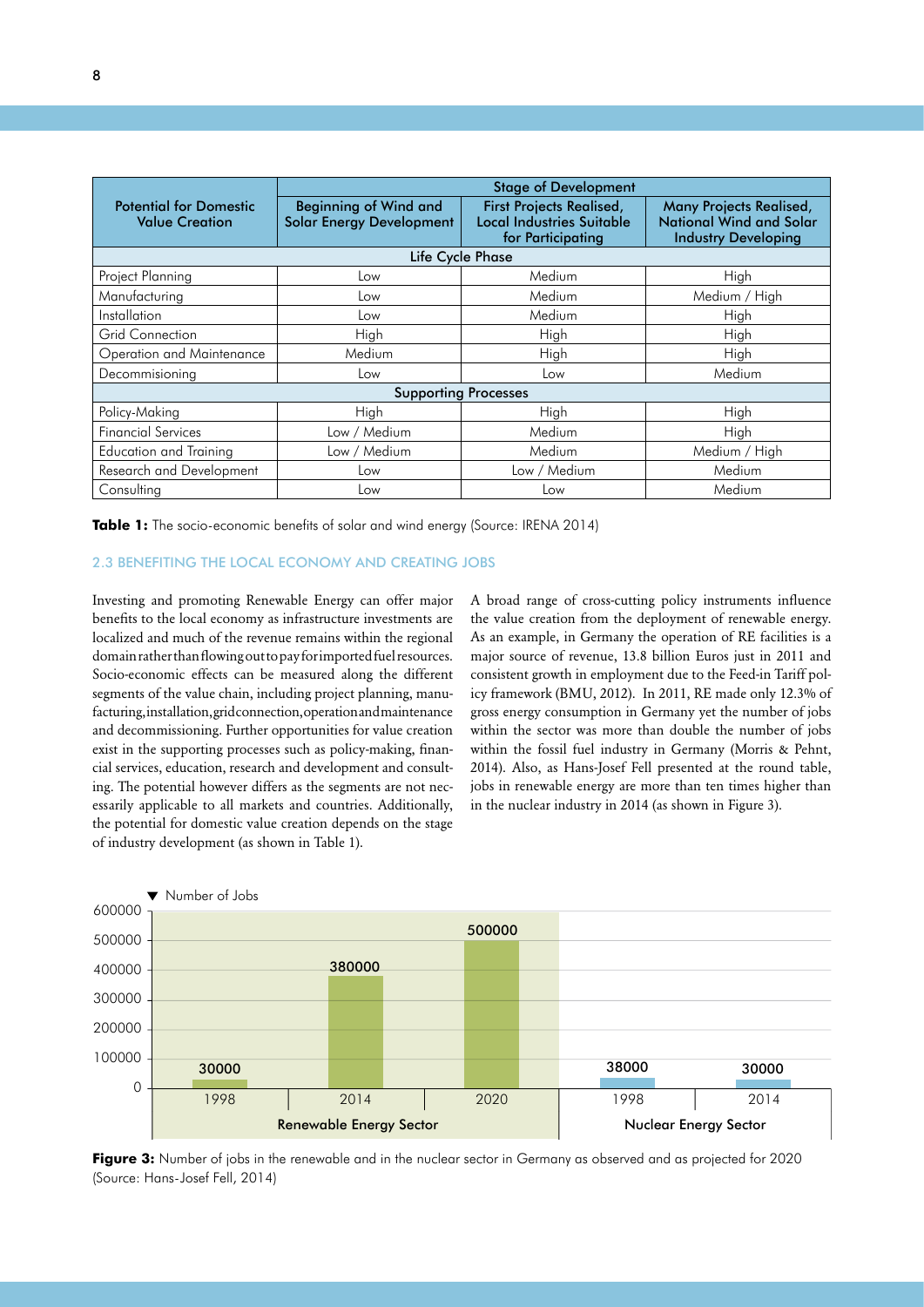| Potential for Domestic Value Creation | Stage of Development | | |
|---|---|---|---|
| | Beginning of Wind and Solar Energy Development | First Projects Realised, Local Industries Suitable for Participating | Many Projects Realised, National Wind and Solar Industry Developing |
| **Life Cycle Phase** | | | |
| Project Planning | Low | Medium | High |
| Manufacturing | Low | Medium | Medium / High |
| Installation | Low | Medium | High |
| Grid Connection | High | High | High |
| Operation and Maintenance | Medium | High | High |
| Decommisioning | Low | Low | Medium |
| **Supporting Processes** | | | |
| Policy-Making | High | High | High |
| Financial Services | Low / Medium | Medium | High |
| Education and Training | Low / Medium | Medium | Medium / High |
| Research and Development | Low | Low / Medium | Medium |
| Consulting | Low | Low | Medium |

**Table 1:** The socio-economic benefits of solar and wind energy (Source: IRENA 2014)

## 2.3 BENEFITING THE LOCAL ECONOMY AND CREATING JOBS

Investing and promoting Renewable Energy can offer major benefits to the local economy as infrastructure investments are localized and much of the revenue remains within the regional domain rather than flowing out to pay for imported fuel resources. Socio-economic effects can be measured along the different segments of the value chain, including project planning, manufacturing, installation, grid connection, operation and maintenance and decommissioning. Further opportunities for value creation exist in the supporting processes such as policy-making, financial services, education, research and development and consulting. The potential however differs as the segments are not necessarily applicable to all markets and countries. Additionally, the potential for domestic value creation depends on the stage of industry development (as shown in Table 1).

A broad range of cross-cutting policy instruments influence the value creation from the deployment of renewable energy. As an example, in Germany the operation of RE facilities is a major source of revenue, 13.8 billion Euros just in 2011 and consistent growth in employment due to the Feed-in Tariff policy framework (BMU, 2012). In 2011, RE made only 12.3% of gross energy consumption in Germany yet the number of jobs within the sector was more than double the number of jobs within the fossil fuel industry in Germany (Morris & Pehnt, 2014). Also, as Hans-Josef Fell presented at the round table, jobs in renewable energy are more than ten times higher than in the nuclear industry in 2014 (as shown in Figure 3).

| Sector | Year | Number of Jobs |
|---|---|---|
| Renewable Energy Sector | 1998 | 30000 |
| Renewable Energy Sector | 2014 | 380000 |
| Renewable Energy Sector | 2020 | 500000 |
| Nuclear Energy Sector | 1998 | 38000 |
| Nuclear Energy Sector | 2014 | 30000 |

**Figure 3:** Number of jobs in the renewable and in the nuclear sector in Germany as observed and as projected for 2020 (Source: Hans-Josef Fell, 2014)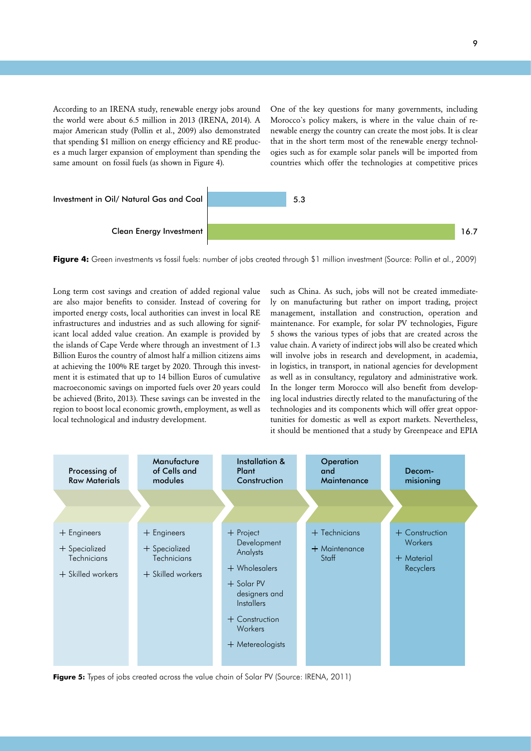According to an IRENA study, renewable energy jobs around the world were about 6.5 million in 2013 (IRENA, 2014). A major American study (Pollin et al., 2009) also demonstrated that spending $1 million on energy efficiency and RE produces a much larger expansion of employment than spending the same amount on fossil fuels (as shown in Figure 4).

One of the key questions for many governments, including Morocco's policy makers, is where in the value chain of renewable energy the country can create the most jobs. It is clear that in the short term most of the renewable energy technologies such as for example solar panels will be imported from countries which offer the technologies at competitive prices such as China. As such, jobs will not be created immediately on manufacturing but rather on import trading, project management, installation and construction, operation and maintenance. For example, for solar PV technologies, Figure 5 shows the various types of jobs that are created across the value chain. A variety of indirect jobs will also be created which will involve jobs in research and development, in academia, in logistics, in transport, in national agencies for development as well as in consultancy, regulatory and administrative work. In the longer term Morocco will also benefit from developing local industries directly related to the manufacturing of the technologies and its components which will offer great opportunities for domestic as well as export markets. Nevertheless, it should be mentioned that a study by Greenpeace and EPIA

| | Jobs per $1 million |
|---|---|
| Investment in Oil/ Natural Gas and Coal | 5.3 |
| Clean Energy Investment | 16.7 |

**Figure 4:** Green investments vs fossil fuels: number of jobs created through $1 million investment (Source: Pollin et al., 2009)

Long term cost savings and creation of added regional value are also major benefits to consider. Instead of covering for imported energy costs, local authorities can invest in local RE infrastructures and industries and as such allowing for significant local added value creation. An example is provided by the islands of Cape Verde where through an investment of 1.3 Billion Euros the country of almost half a million citizens aims at achieving the 100% RE target by 2020. Through this investment it is estimated that up to 14 billion Euros of cumulative macroeconomic savings on imported fuels over 20 years could be achieved (Brito, 2013). These savings can be invested in the region to boost local economic growth, employment, as well as local technological and industry development.

| Processing of Raw Materials | Manufacture of Cells and modules | Installation & Plant Construction | Operation and Maintenance | Decom-misioning |
|---|---|---|---|---|
| + Engineers<br>+ Specialized Technicians<br>+ Skilled workers | + Engineers<br>+ Specialized Technicians<br>+ Skilled workers | + Project Development Analysts<br>+ Wholesalers<br>+ Solar PV designers and Installers<br>+ Construction Workers<br>+ Metereologists | + Technicians<br>+ Maintenance Staff | + Construction Workers<br>+ Material Recyclers |

**Figure 5:** Types of jobs created across the value chain of Solar PV (Source: IRENA, 2011)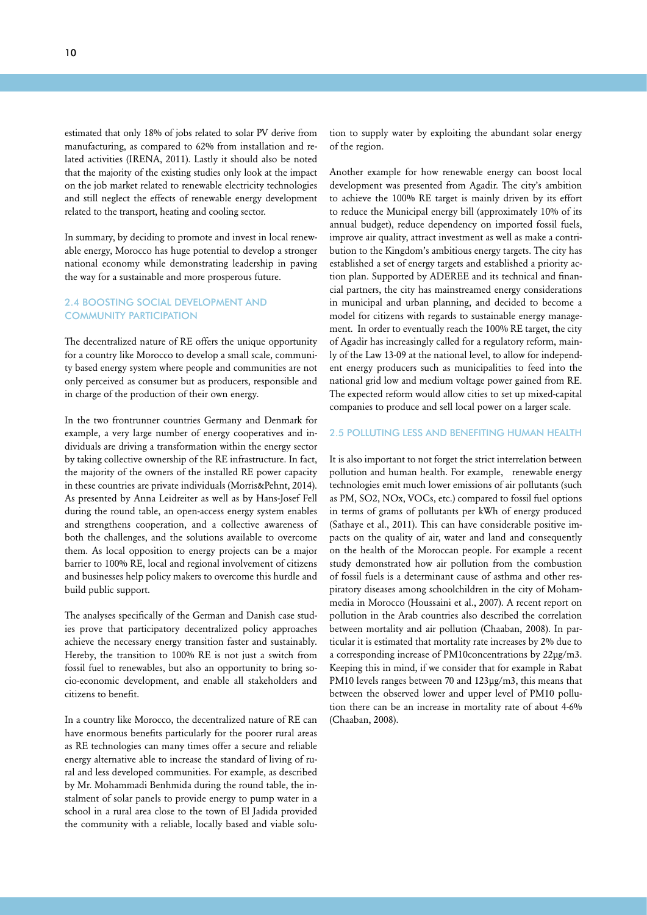estimated that only 18% of jobs related to solar PV derive from manufacturing, as compared to 62% from installation and related activities (IRENA, 2011). Lastly it should also be noted that the majority of the existing studies only look at the impact on the job market related to renewable electricity technologies and still neglect the effects of renewable energy development related to the transport, heating and cooling sector.

In summary, by deciding to promote and invest in local renewable energy, Morocco has huge potential to develop a stronger national economy while demonstrating leadership in paving the way for a sustainable and more prosperous future.

## 2.4 BOOSTING SOCIAL DEVELOPMENT AND COMMUNITY PARTICIPATION

The decentralized nature of RE offers the unique opportunity for a country like Morocco to develop a small scale, community based energy system where people and communities are not only perceived as consumer but as producers, responsible and in charge of the production of their own energy.

In the two frontrunner countries Germany and Denmark for example, a very large number of energy cooperatives and individuals are driving a transformation within the energy sector by taking collective ownership of the RE infrastructure. In fact, the majority of the owners of the installed RE power capacity in these countries are private individuals (Morris&Pehnt, 2014). As presented by Anna Leidreiter as well as by Hans-Josef Fell during the round table, an open-access energy system enables and strengthens cooperation, and a collective awareness of both the challenges, and the solutions available to overcome them. As local opposition to energy projects can be a major barrier to 100% RE, local and regional involvement of citizens and businesses help policy makers to overcome this hurdle and build public support.

The analyses specifically of the German and Danish case studies prove that participatory decentralized policy approaches achieve the necessary energy transition faster and sustainably. Hereby, the transition to 100% RE is not just a switch from fossil fuel to renewables, but also an opportunity to bring socio-economic development, and enable all stakeholders and citizens to benefit.

In a country like Morocco, the decentralized nature of RE can have enormous benefits particularly for the poorer rural areas as RE technologies can many times offer a secure and reliable energy alternative able to increase the standard of living of rural and less developed communities. For example, as described by Mr. Mohammadi Benhmida during the round table, the instalment of solar panels to provide energy to pump water in a school in a rural area close to the town of El Jadida provided the community with a reliable, locally based and viable solution to supply water by exploiting the abundant solar energy of the region.

Another example for how renewable energy can boost local development was presented from Agadir. The city's ambition to achieve the 100% RE target is mainly driven by its effort to reduce the Municipal energy bill (approximately 10% of its annual budget), reduce dependency on imported fossil fuels, improve air quality, attract investment as well as make a contribution to the Kingdom's ambitious energy targets. The city has established a set of energy targets and established a priority action plan. Supported by ADEREE and its technical and financial partners, the city has mainstreamed energy considerations in municipal and urban planning, and decided to become a model for citizens with regards to sustainable energy management. In order to eventually reach the 100% RE target, the city of Agadir has increasingly called for a regulatory reform, mainly of the Law 13-09 at the national level, to allow for independent energy producers such as municipalities to feed into the national grid low and medium voltage power gained from RE. The expected reform would allow cities to set up mixed-capital companies to produce and sell local power on a larger scale.

## 2.5 POLLUTING LESS AND BENEFITING HUMAN HEALTH

It is also important to not forget the strict interrelation between pollution and human health. For example, renewable energy technologies emit much lower emissions of air pollutants (such as PM, $SO_2$, $NO_x$, VOCs, etc.) compared to fossil fuel options in terms of grams of pollutants per kWh of energy produced (Sathaye et al., 2011). This can have considerable positive impacts on the quality of air, water and land and consequently on the health of the Moroccan people. For example a recent study demonstrated how air pollution from the combustion of fossil fuels is a determinant cause of asthma and other respiratory diseases among schoolchildren in the city of Mohammedia in Morocco (Houssaini et al., 2007). A recent report on pollution in the Arab countries also described the correlation between mortality and air pollution (Chaaban, 2008). In particular it is estimated that mortality rate increases by 2% due to a corresponding increase of $PM_{10}$concentrations by 22μg/m3. Keeping this in mind, if we consider that for example in Rabat $PM_{10}$ levels ranges between 70 and 123μg/m3, this means that between the observed lower and upper level of $PM_{10}$ pollution there can be an increase in mortality rate of about 4-6% (Chaaban, 2008).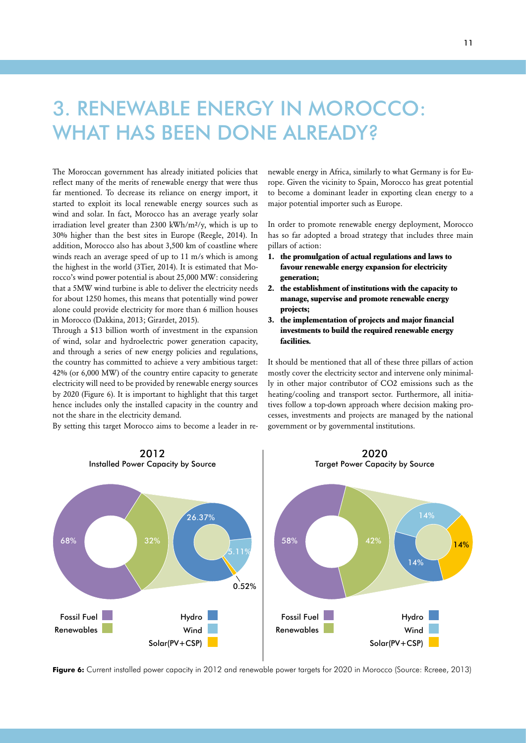# 3. RENEWABLE ENERGY IN MOROCCO: WHAT HAS BEEN DONE ALREADY?

The Moroccan government has already initiated policies that reflect many of the merits of renewable energy that were thus far mentioned. To decrease its reliance on energy import, it started to exploit its local renewable energy sources such as wind and solar. In fact, Morocco has an average yearly solar irradiation level greater than 2300 kWh/m²/y, which is up to 30% higher than the best sites in Europe (Reegle, 2014). In addition, Morocco also has about 3,500 km of coastline where winds reach an average speed of up to 11 m/s which is among the highest in the world (3Tier, 2014). It is estimated that Morocco's wind power potential is about 25,000 MW: considering that a 5MW wind turbine is able to deliver the electricity needs for about 1250 homes, this means that potentially wind power alone could provide electricity for more than 6 million houses in Morocco (Dakkina, 2013; Girardet, 2015).

Through a $13 billion worth of investment in the expansion of wind, solar and hydroelectric power generation capacity, and through a series of new energy policies and regulations, the country has committed to achieve a very ambitious target: 42% (or 6,000 MW) of the country entire capacity to generate electricity will need to be provided by renewable energy sources by 2020 (Figure 6). It is important to highlight that this target hence includes only the installed capacity in the country and not the share in the electricity demand.

By setting this target Morocco aims to become a leader in renewable energy in Africa, similarly to what Germany is for Europe. Given the vicinity to Spain, Morocco has great potential to become a dominant leader in exporting clean energy to a major potential importer such as Europe.

In order to promote renewable energy deployment, Morocco has so far adopted a broad strategy that includes three main pillars of action:

1. **the promulgation of actual regulations and laws to favour renewable energy expansion for electricity generation;**
2. **the establishment of institutions with the capacity to manage, supervise and promote renewable energy projects;**
3. **the implementation of projects and major financial investments to build the required renewable energy facilities.**

It should be mentioned that all of these three pillars of action mostly cover the electricity sector and intervene only minimally in other major contributor of $CO_2$ emissions such as the heating/cooling and transport sector. Furthermore, all initiatives follow a top-down approach where decision making processes, investments and projects are managed by the national government or by governmental institutions.

**2012** Installed Power Capacity by Source

| Source | Share |
|---|---|
| Fossil Fuel | 68% |
| Renewables | 32% |
| Hydro | 26.37% |
| Wind | 5.11% |
| Solar(PV+CSP) | 0.52% |

**2020** Target Power Capacity by Source

| Source | Share |
|---|---|
| Fossil Fuel | 58% |
| Renewables | 42% |
| Hydro | 14% |
| Wind | 14% |
| Solar(PV+CSP) | 14% |

**Figure 6:** Current installed power capacity in 2012 and renewable power targets for 2020 in Morocco (Source: Rcreee, 2013)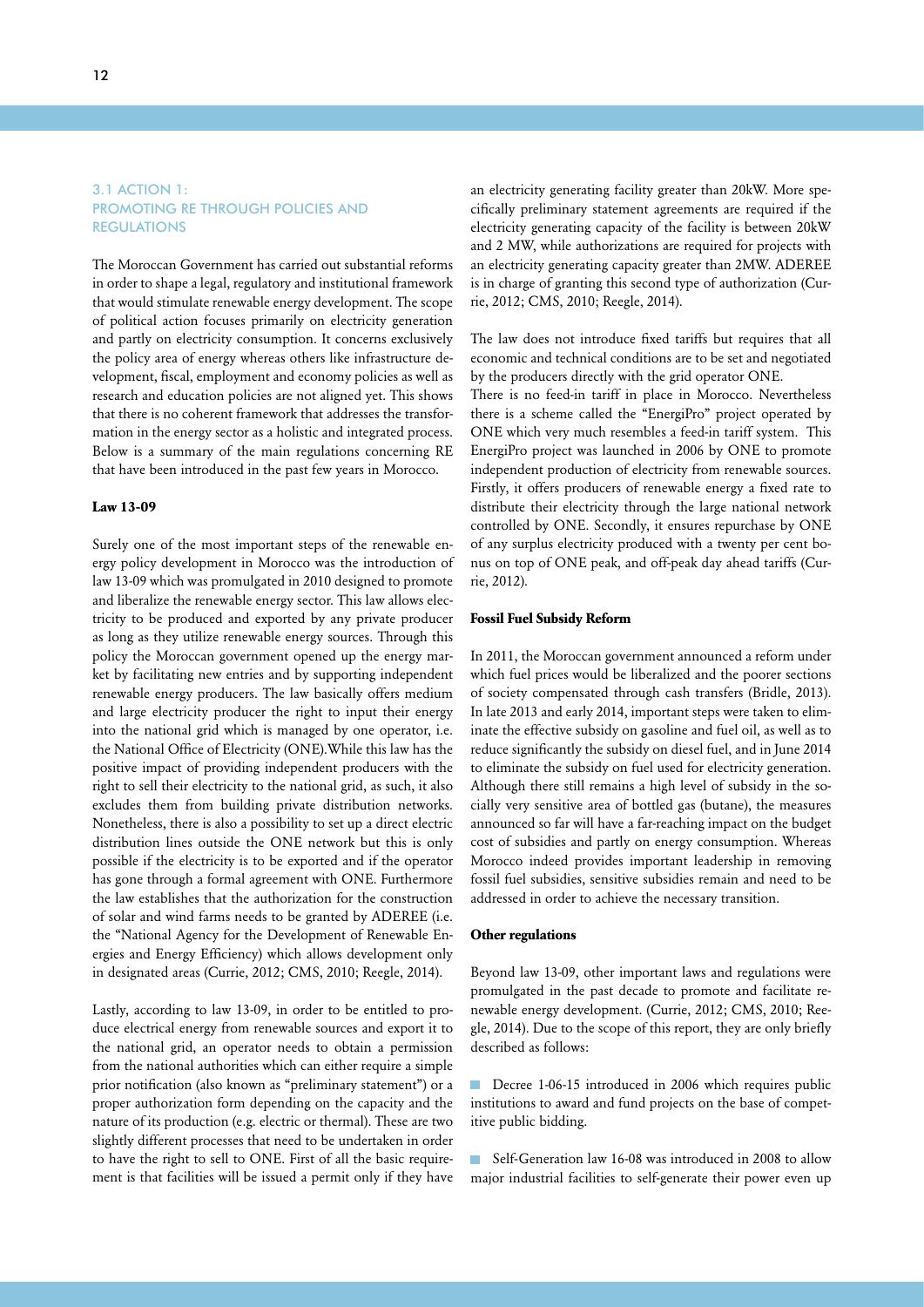## 3.1 ACTION 1: PROMOTING RE THROUGH POLICIES AND REGULATIONS

The Moroccan Government has carried out substantial reforms in order to shape a legal, regulatory and institutional framework that would stimulate renewable energy development. The scope of political action focuses primarily on electricity generation and partly on electricity consumption. It concerns exclusively the policy area of energy whereas others like infrastructure development, fiscal, employment and economy policies as well as research and education policies are not aligned yet. This shows that there is no coherent framework that addresses the transformation in the energy sector as a holistic and integrated process. Below is a summary of the main regulations concerning RE that have been introduced in the past few years in Morocco.

### Law 13-09

Surely one of the most important steps of the renewable energy policy development in Morocco was the introduction of law 13-09 which was promulgated in 2010 designed to promote and liberalize the renewable energy sector. This law allows electricity to be produced and exported by any private producer as long as they utilize renewable energy sources. Through this policy the Moroccan government opened up the energy market by facilitating new entries and by supporting independent renewable energy producers. The law basically offers medium and large electricity producer the right to input their energy into the national grid which is managed by one operator, i.e. the National Office of Electricity (ONE).While this law has the positive impact of providing independent producers with the right to sell their electricity to the national grid, as such, it also excludes them from building private distribution networks. Nonetheless, there is also a possibility to set up a direct electric distribution lines outside the ONE network but this is only possible if the electricity is to be exported and if the operator has gone through a formal agreement with ONE. Furthermore the law establishes that the authorization for the construction of solar and wind farms needs to be granted by ADEREE (i.e. the "National Agency for the Development of Renewable Energies and Energy Efficiency) which allows development only in designated areas (Currie, 2012; CMS, 2010; Reegle, 2014).

Lastly, according to law 13-09, in order to be entitled to produce electrical energy from renewable sources and export it to the national grid, an operator needs to obtain a permission from the national authorities which can either require a simple prior notification (also known as "preliminary statement") or a proper authorization form depending on the capacity and the nature of its production (e.g. electric or thermal). These are two slightly different processes that need to be undertaken in order to have the right to sell to ONE. First of all the basic requirement is that facilities will be issued a permit only if they have an electricity generating facility greater than 20kW. More specifically preliminary statement agreements are required if the electricity generating capacity of the facility is between 20kW and 2 MW, while authorizations are required for projects with an electricity generating capacity greater than 2MW. ADEREE is in charge of granting this second type of authorization (Currie, 2012; CMS, 2010; Reegle, 2014).

The law does not introduce fixed tariffs but requires that all economic and technical conditions are to be set and negotiated by the producers directly with the grid operator ONE.

There is no feed-in tariff in place in Morocco. Nevertheless there is a scheme called the "EnergiPro" project operated by ONE which very much resembles a feed-in tariff system. This EnergiPro project was launched in 2006 by ONE to promote independent production of electricity from renewable sources. Firstly, it offers producers of renewable energy a fixed rate to distribute their electricity through the large national network controlled by ONE. Secondly, it ensures repurchase by ONE of any surplus electricity produced with a twenty per cent bonus on top of ONE peak, and off-peak day ahead tariffs (Currie, 2012).

### Fossil Fuel Subsidy Reform

In 2011, the Moroccan government announced a reform under which fuel prices would be liberalized and the poorer sections of society compensated through cash transfers (Bridle, 2013). In late 2013 and early 2014, important steps were taken to eliminate the effective subsidy on gasoline and fuel oil, as well as to reduce significantly the subsidy on diesel fuel, and in June 2014 to eliminate the subsidy on fuel used for electricity generation. Although there still remains a high level of subsidy in the socially very sensitive area of bottled gas (butane), the measures announced so far will have a far-reaching impact on the budget cost of subsidies and partly on energy consumption. Whereas Morocco indeed provides important leadership in removing fossil fuel subsidies, sensitive subsidies remain and need to be addressed in order to achieve the necessary transition.

### Other regulations

Beyond law 13-09, other important laws and regulations were promulgated in the past decade to promote and facilitate renewable energy development. (Currie, 2012; CMS, 2010; Reegle, 2014). Due to the scope of this report, they are only briefly described as follows:

- Decree 1-06-15 introduced in 2006 which requires public institutions to award and fund projects on the base of competitive public bidding.
- Self-Generation law 16-08 was introduced in 2008 to allow major industrial facilities to self-generate their power even up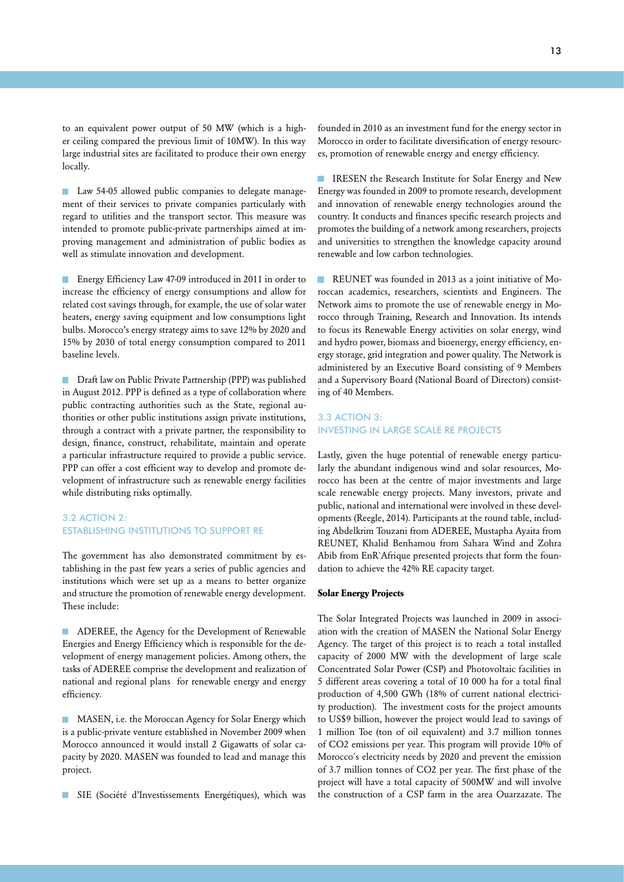to an equivalent power output of 50 MW (which is a higher ceiling compared the previous limit of 10MW). In this way large industrial sites are facilitated to produce their own energy locally.

- Law 54-05 allowed public companies to delegate management of their services to private companies particularly with regard to utilities and the transport sector. This measure was intended to promote public-private partnerships aimed at improving management and administration of public bodies as well as stimulate innovation and development.

- Energy Efficiency Law 47-09 introduced in 2011 in order to increase the efficiency of energy consumptions and allow for related cost savings through, for example, the use of solar water heaters, energy saving equipment and low consumptions light bulbs. Morocco's energy strategy aims to save 12% by 2020 and 15% by 2030 of total energy consumption compared to 2011 baseline levels.

- Draft law on Public Private Partnership (PPP) was published in August 2012. PPP is defined as a type of collaboration where public contracting authorities such as the State, regional authorities or other public institutions assign private institutions, through a contract with a private partner, the responsibility to design, finance, construct, rehabilitate, maintain and operate a particular infrastructure required to provide a public service. PPP can offer a cost efficient way to develop and promote development of infrastructure such as renewable energy facilities while distributing risks optimally.

## 3.2 ACTION 2: ESTABLISHING INSTITUTIONS TO SUPPORT RE

The government has also demonstrated commitment by establishing in the past few years a series of public agencies and institutions which were set up as a means to better organize and structure the promotion of renewable energy development. These include:

- ADEREE, the Agency for the Development of Renewable Energies and Energy Efficiency which is responsible for the development of energy management policies. Among others, the tasks of ADEREE comprise the development and realization of national and regional plans for renewable energy and energy efficiency.

- MASEN, i.e. the Moroccan Agency for Solar Energy which is a public-private venture established in November 2009 when Morocco announced it would install 2 Gigawatts of solar capacity by 2020. MASEN was founded to lead and manage this project.

- SIE (Société d'Investissements Energétiques), which was founded in 2010 as an investment fund for the energy sector in Morocco in order to facilitate diversification of energy resources, promotion of renewable energy and energy efficiency.

- IRESEN the Research Institute for Solar Energy and New Energy was founded in 2009 to promote research, development and innovation of renewable energy technologies around the country. It conducts and finances specific research projects and promotes the building of a network among researchers, projects and universities to strengthen the knowledge capacity around renewable and low carbon technologies.

- REUNET was founded in 2013 as a joint initiative of Moroccan academics, researchers, scientists and Engineers. The Network aims to promote the use of renewable energy in Morocco through Training, Research and Innovation. Its intends to focus its Renewable Energy activities on solar energy, wind and hydro power, biomass and bioenergy, energy efficiency, energy storage, grid integration and power quality. The Network is administered by an Executive Board consisting of 9 Members and a Supervisory Board (National Board of Directors) consisting of 40 Members.

## 3.3 ACTION 3: INVESTING IN LARGE SCALE RE PROJECTS

Lastly, given the huge potential of renewable energy particularly the abundant indigenous wind and solar resources, Morocco has been at the centre of major investments and large scale renewable energy projects. Many investors, private and public, national and international were involved in these developments (Reegle, 2014). Participants at the round table, including Abdelkrim Touzani from ADEREE, Mustapha Ayaita from REUNET, Khalid Benhamou from Sahara Wind and Zohra Abib from EnR`Afrique presented projects that form the foundation to achieve the 42% RE capacity target.

### Solar Energy Projects

The Solar Integrated Projects was launched in 2009 in association with the creation of MASEN the National Solar Energy Agency. The target of this project is to reach a total installed capacity of 2000 MW with the development of large scale Concentrated Solar Power (CSP) and Photovoltaic facilities in 5 different areas covering a total of 10 000 ha for a total final production of 4,500 GWh (18% of current national electricity production). The investment costs for the project amounts to US$9 billion, however the project would lead to savings of 1 million Toe (ton of oil equivalent) and 3.7 million tonnes of CO2 emissions per year. This program will provide 10% of Morocco´s electricity needs by 2020 and prevent the emission of 3.7 million tonnes of CO2 per year. The first phase of the project will have a total capacity of 500MW and will involve the construction of a CSP farm in the area Ouarzazate. The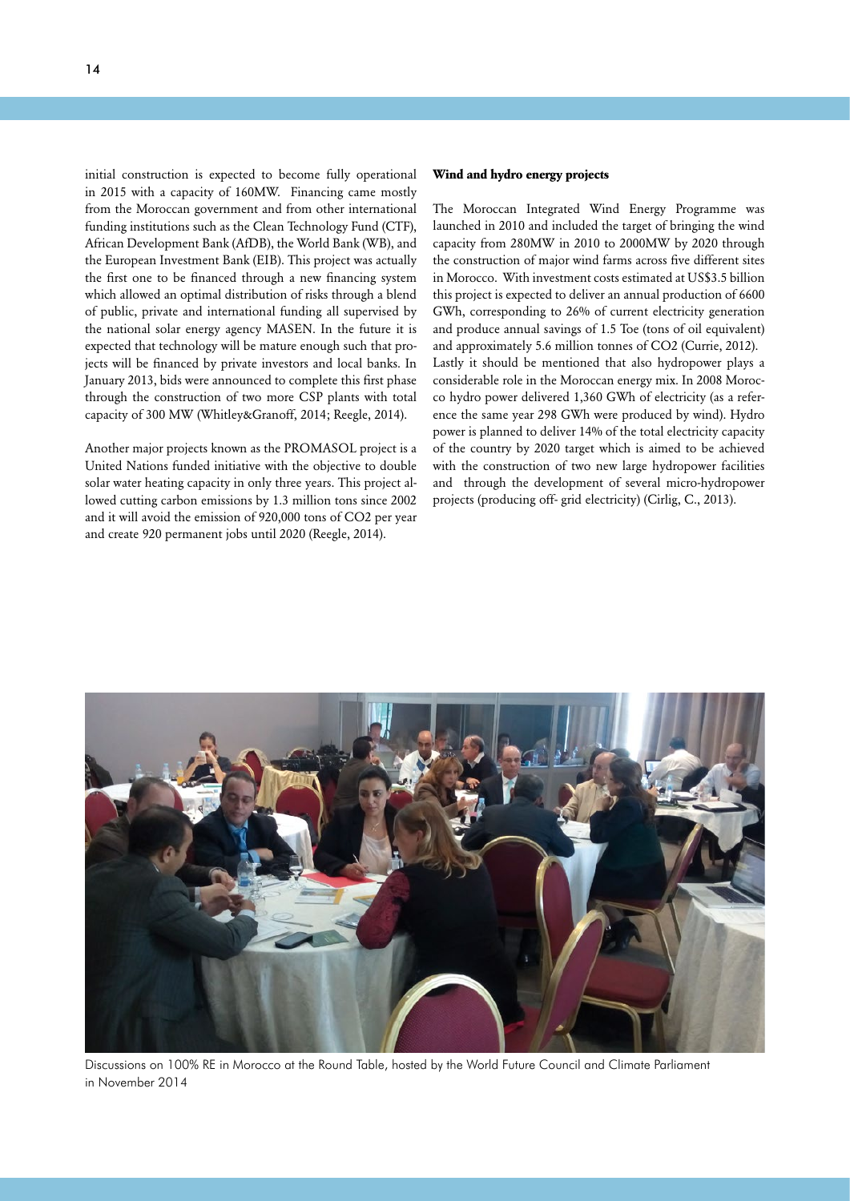initial construction is expected to become fully operational in 2015 with a capacity of 160MW. Financing came mostly from the Moroccan government and from other international funding institutions such as the Clean Technology Fund (CTF), African Development Bank (AfDB), the World Bank (WB), and the European Investment Bank (EIB). This project was actually the first one to be financed through a new financing system which allowed an optimal distribution of risks through a blend of public, private and international funding all supervised by the national solar energy agency MASEN. In the future it is expected that technology will be mature enough such that projects will be financed by private investors and local banks. In January 2013, bids were announced to complete this first phase through the construction of two more CSP plants with total capacity of 300 MW (Whitley&Granoff, 2014; Reegle, 2014).

Another major projects known as the PROMASOL project is a United Nations funded initiative with the objective to double solar water heating capacity in only three years. This project allowed cutting carbon emissions by 1.3 million tons since 2002 and it will avoid the emission of 920,000 tons of $CO_2$ per year and create 920 permanent jobs until 2020 (Reegle, 2014).

**Wind and hydro energy projects**

The Moroccan Integrated Wind Energy Programme was launched in 2010 and included the target of bringing the wind capacity from 280MW in 2010 to 2000MW by 2020 through the construction of major wind farms across five different sites in Morocco. With investment costs estimated at US$3.5 billion this project is expected to deliver an annual production of 6600 GWh, corresponding to 26% of current electricity generation and produce annual savings of 1.5 Toe (tons of oil equivalent) and approximately 5.6 million tonnes of $CO_2$ (Currie, 2012).

Lastly it should be mentioned that also hydropower plays a considerable role in the Moroccan energy mix. In 2008 Morocco hydro power delivered 1,360 GWh of electricity (as a reference the same year 298 GWh were produced by wind). Hydro power is planned to deliver 14% of the total electricity capacity of the country by 2020 target which is aimed to be achieved with the construction of two new large hydropower facilities and through the development of several micro-hydropower projects (producing off- grid electricity) (Cirlig, C., 2013).

Discussions on 100% RE in Morocco at the Round Table, hosted by the World Future Council and Climate Parliament in November 2014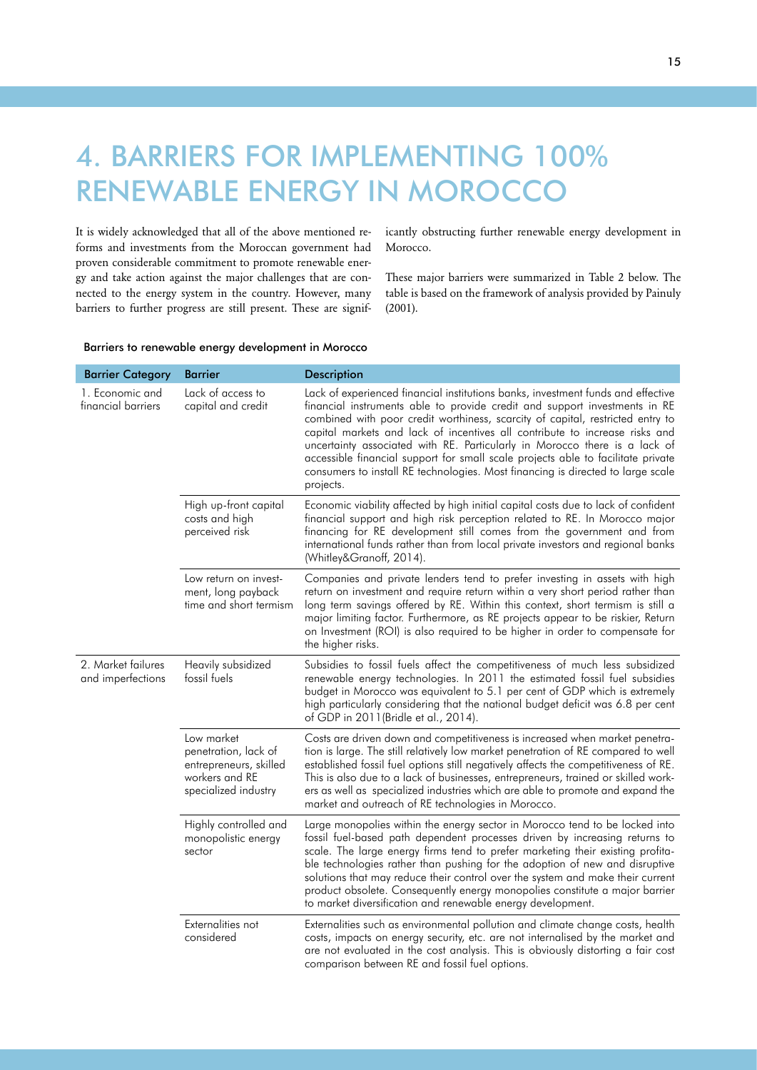# 4. BARRIERS FOR IMPLEMENTING 100% RENEWABLE ENERGY IN MOROCCO

It is widely acknowledged that all of the above mentioned reforms and investments from the Moroccan government had proven considerable commitment to promote renewable energy and take action against the major challenges that are connected to the energy system in the country. However, many barriers to further progress are still present. These are significantly obstructing further renewable energy development in Morocco.

These major barriers were summarized in Table 2 below. The table is based on the framework of analysis provided by Painuly (2001).

Barriers to renewable energy development in Morocco

| Barrier Category | Barrier | Description |
|---|---|---|
| 1. Economic and financial barriers | Lack of access to capital and credit | Lack of experienced financial institutions banks, investment funds and effective financial instruments able to provide credit and support investments in RE combined with poor credit worthiness, scarcity of capital, restricted entry to capital markets and lack of incentives all contribute to increase risks and uncertainty associated with RE. Particularly in Morocco there is a lack of accessible financial support for small scale projects able to facilitate private consumers to install RE technologies. Most financing is directed to large scale projects. |
| | High up-front capital costs and high perceived risk | Economic viability affected by high initial capital costs due to lack of confident financial support and high risk perception related to RE. In Morocco major financing for RE development still comes from the government and from international funds rather than from local private investors and regional banks (Whitley&Granoff, 2014). |
| | Low return on investment, long payback time and short termism | Companies and private lenders tend to prefer investing in assets with high return on investment and require return within a very short period rather than long term savings offered by RE. Within this context, short termism is still a major limiting factor. Furthermore, as RE projects appear to be riskier, Return on Investment (ROI) is also required to be higher in order to compensate for the higher risks. |
| 2. Market failures and imperfections | Heavily subsidized fossil fuels | Subsidies to fossil fuels affect the competitiveness of much less subsidized renewable energy technologies. In 2011 the estimated fossil fuel subsidies budget in Morocco was equivalent to 5.1 per cent of GDP which is extremely high particularly considering that the national budget deficit was 6.8 per cent of GDP in 2011(Bridle et al., 2014). |
| | Low market penetration, lack of entrepreneurs, skilled workers and RE specialized industry | Costs are driven down and competitiveness is increased when market penetration is large. The still relatively low market penetration of RE compared to well established fossil fuel options still negatively affects the competitiveness of RE. This is also due to a lack of businesses, entrepreneurs, trained or skilled workers as well as specialized industries which are able to promote and expand the market and outreach of RE technologies in Morocco. |
| | Highly controlled and monopolistic energy sector | Large monopolies within the energy sector in Morocco tend to be locked into fossil fuel-based path dependent processes driven by increasing returns to scale. The large energy firms tend to prefer marketing their existing profitable technologies rather than pushing for the adoption of new and disruptive solutions that may reduce their control over the system and make their current product obsolete. Consequently energy monopolies constitute a major barrier to market diversification and renewable energy development. |
| | Externalities not considered | Externalities such as environmental pollution and climate change costs, health costs, impacts on energy security, etc. are not internalised by the market and are not evaluated in the cost analysis. This is obviously distorting a fair cost comparison between RE and fossil fuel options. |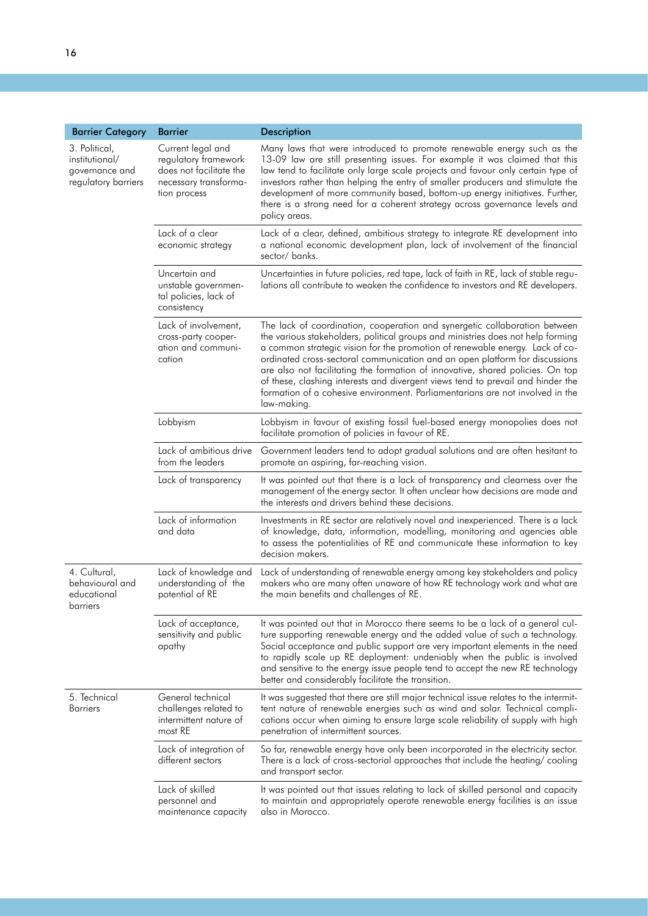| Barrier Category | Barrier | Description |
|---|---|---|
| 3. Political, institutional/ governance and regulatory barriers | Current legal and regulatory framework does not facilitate the necessary transformation process | Many laws that were introduced to promote renewable energy such as the 13-09 law are still presenting issues. For example it was claimed that this law tend to facilitate only large scale projects and favour only certain type of investors rather than helping the entry of smaller producers and stimulate the development of more community based, bottom-up energy initiatives. Further, there is a strong need for a coherent strategy across governance levels and policy areas. |
| | Lack of a clear economic strategy | Lack of a clear, defined, ambitious strategy to integrate RE development into a national economic development plan, lack of involvement of the financial sector/ banks. |
| | Uncertain and unstable governmental policies, lack of consistency | Uncertainties in future policies, red tape, lack of faith in RE, lack of stable regulations all contribute to weaken the confidence to investors and RE developers. |
| | Lack of involvement, cross-party cooperation and communication | The lack of coordination, cooperation and synergetic collaboration between the various stakeholders, political groups and ministries does not help forming a common strategic vision for the promotion of renewable energy. Lack of co-ordinated cross-sectoral communication and an open platform for discussions are also not facilitating the formation of innovative, shared policies. On top of these, clashing interests and divergent views tend to prevail and hinder the formation of a cohesive environment. Parliamentarians are not involved in the law-making. |
| | Lobbyism | Lobbyism in favour of existing fossil fuel-based energy monopolies does not facilitate promotion of policies in favour of RE. |
| | Lack of ambitious drive from the leaders | Government leaders tend to adopt gradual solutions and are often hesitant to promote an aspiring, far-reaching vision. |
| | Lack of transparency | It was pointed out that there is a lack of transparency and clearness over the management of the energy sector. It often unclear how decisions are made and the interests and drivers behind these decisions. |
| | Lack of information and data | Investments in RE sector are relatively novel and inexperienced. There is a lack of knowledge, data, information, modelling, monitoring and agencies able to assess the potentialities of RE and communicate these information to key decision makers. |
| 4. Cultural, behavioural and educational barriers | Lack of knowledge and understanding of the potential of RE | Lack of understanding of renewable energy among key stakeholders and policy makers who are many often unaware of how RE technology work and what are the main benefits and challenges of RE. |
| | Lack of acceptance, sensitivity and public apathy | It was pointed out that in Morocco there seems to be a lack of a general culture supporting renewable energy and the added value of such a technology. Social acceptance and public support are very important elements in the need to rapidly scale up RE deployment: undeniably when the public is involved and sensitive to the energy issue people tend to accept the new RE technology better and considerably facilitate the transition. |
| 5. Technical Barriers | General technical challenges related to intermittent nature of most RE | It was suggested that there are still major technical issue relates to the intermittent nature of renewable energies such as wind and solar. Technical complications occur when aiming to ensure large scale reliability of supply with high penetration of intermittent sources. |
| | Lack of integration of different sectors | So far, renewable energy have only been incorporated in the electricity sector. There is a lack of cross-sectorial approaches that include the heating/ cooling and transport sector. |
| | Lack of skilled personnel and maintenance capacity | It was pointed out that issues relating to lack of skilled personal and capacity to maintain and appropriately operate renewable energy facilities is an issue also in Morocco. |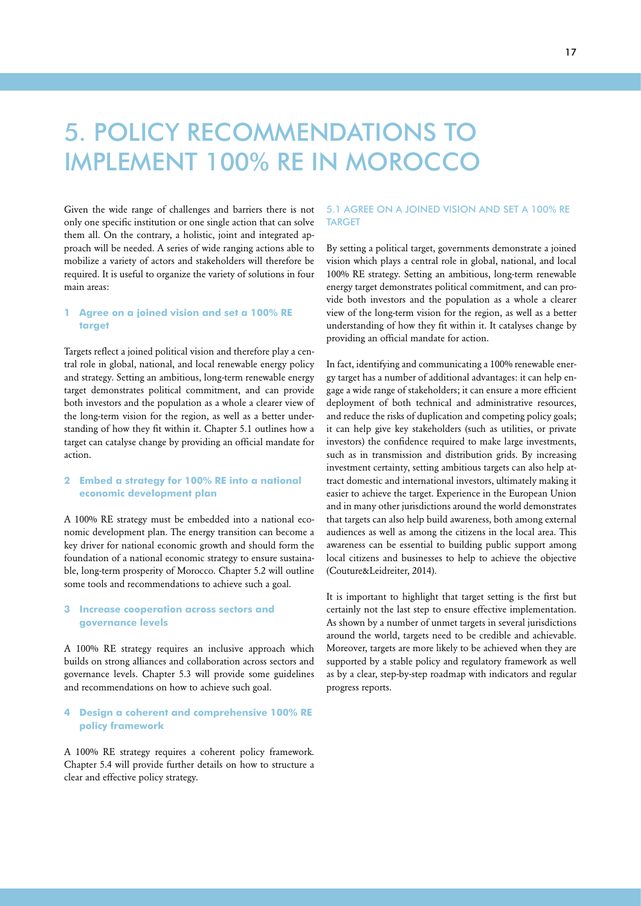# 5. POLICY RECOMMENDATIONS TO IMPLEMENT 100% RE IN MOROCCO

Given the wide range of challenges and barriers there is not only one specific institution or one single action that can solve them all. On the contrary, a holistic, joint and integrated approach will be needed. A series of wide ranging actions able to mobilize a variety of actors and stakeholders will therefore be required. It is useful to organize the variety of solutions in four main areas:

### 1 Agree on a joined vision and set a 100% RE target

Targets reflect a joined political vision and therefore play a central role in global, national, and local renewable energy policy and strategy. Setting an ambitious, long-term renewable energy target demonstrates political commitment, and can provide both investors and the population as a whole a clearer view of the long-term vision for the region, as well as a better understanding of how they fit within it. Chapter 5.1 outlines how a target can catalyse change by providing an official mandate for action.

### 2 Embed a strategy for 100% RE into a national economic development plan

A 100% RE strategy must be embedded into a national economic development plan. The energy transition can become a key driver for national economic growth and should form the foundation of a national economic strategy to ensure sustainable, long-term prosperity of Morocco. Chapter 5.2 will outline some tools and recommendations to achieve such a goal.

### 3 Increase cooperation across sectors and governance levels

A 100% RE strategy requires an inclusive approach which builds on strong alliances and collaboration across sectors and governance levels. Chapter 5.3 will provide some guidelines and recommendations on how to achieve such goal.

### 4 Design a coherent and comprehensive 100% RE policy framework

A 100% RE strategy requires a coherent policy framework. Chapter 5.4 will provide further details on how to structure a clear and effective policy strategy.

## 5.1 AGREE ON A JOINED VISION AND SET A 100% RE TARGET

By setting a political target, governments demonstrate a joined vision which plays a central role in global, national, and local 100% RE strategy. Setting an ambitious, long-term renewable energy target demonstrates political commitment, and can provide both investors and the population as a whole a clearer view of the long-term vision for the region, as well as a better understanding of how they fit within it. It catalyses change by providing an official mandate for action.

In fact, identifying and communicating a 100% renewable energy target has a number of additional advantages: it can help engage a wide range of stakeholders; it can ensure a more efficient deployment of both technical and administrative resources, and reduce the risks of duplication and competing policy goals; it can help give key stakeholders (such as utilities, or private investors) the confidence required to make large investments, such as in transmission and distribution grids. By increasing investment certainty, setting ambitious targets can also help attract domestic and international investors, ultimately making it easier to achieve the target. Experience in the European Union and in many other jurisdictions around the world demonstrates that targets can also help build awareness, both among external audiences as well as among the citizens in the local area. This awareness can be essential to building public support among local citizens and businesses to help to achieve the objective (Couture&Leidreiter, 2014).

It is important to highlight that target setting is the first but certainly not the last step to ensure effective implementation. As shown by a number of unmet targets in several jurisdictions around the world, targets need to be credible and achievable. Moreover, targets are more likely to be achieved when they are supported by a stable policy and regulatory framework as well as by a clear, step-by-step roadmap with indicators and regular progress reports.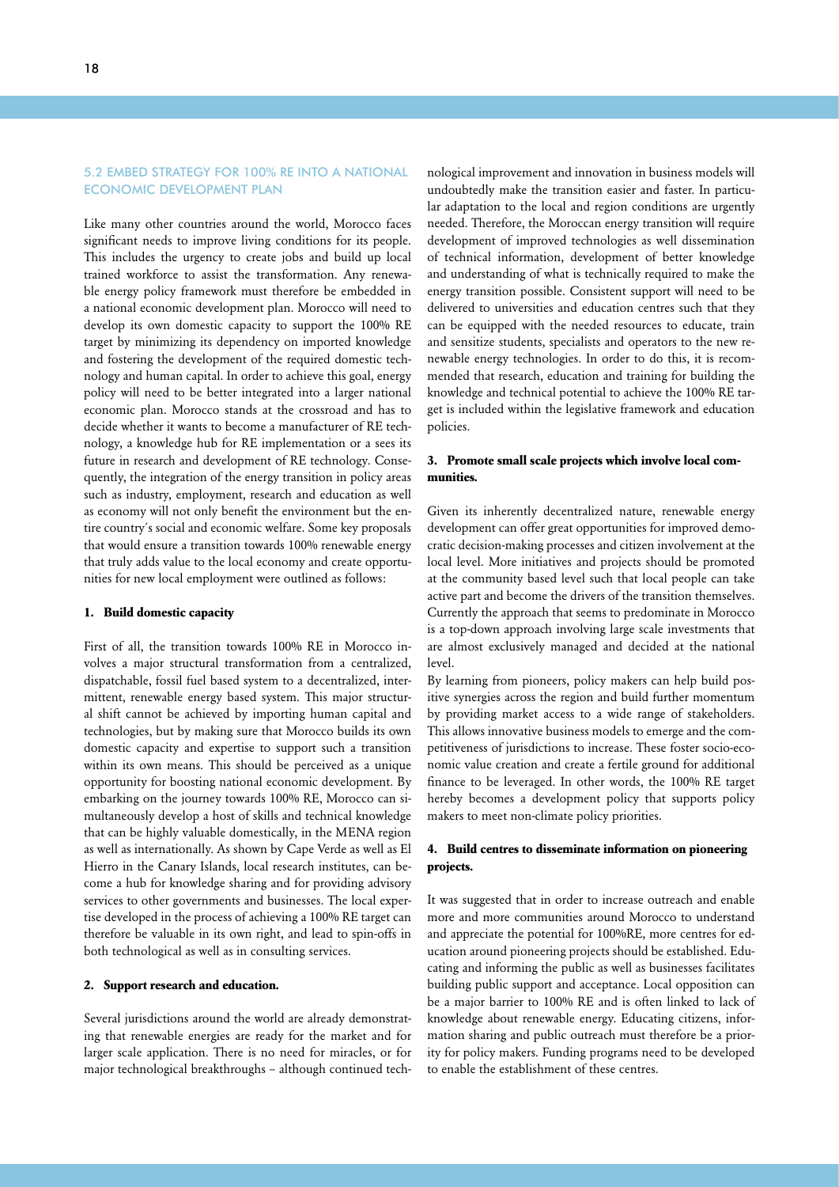## 5.2 EMBED STRATEGY FOR 100% RE INTO A NATIONAL ECONOMIC DEVELOPMENT PLAN

Like many other countries around the world, Morocco faces significant needs to improve living conditions for its people. This includes the urgency to create jobs and build up local trained workforce to assist the transformation. Any renewable energy policy framework must therefore be embedded in a national economic development plan. Morocco will need to develop its own domestic capacity to support the 100% RE target by minimizing its dependency on imported knowledge and fostering the development of the required domestic technology and human capital. In order to achieve this goal, energy policy will need to be better integrated into a larger national economic plan. Morocco stands at the crossroad and has to decide whether it wants to become a manufacturer of RE technology, a knowledge hub for RE implementation or a sees its future in research and development of RE technology. Consequently, the integration of the energy transition in policy areas such as industry, employment, research and education as well as economy will not only benefit the environment but the entire country´s social and economic welfare. Some key proposals that would ensure a transition towards 100% renewable energy that truly adds value to the local economy and create opportunities for new local employment were outlined as follows:

### 1. Build domestic capacity

First of all, the transition towards 100% RE in Morocco involves a major structural transformation from a centralized, dispatchable, fossil fuel based system to a decentralized, intermittent, renewable energy based system. This major structural shift cannot be achieved by importing human capital and technologies, but by making sure that Morocco builds its own domestic capacity and expertise to support such a transition within its own means. This should be perceived as a unique opportunity for boosting national economic development. By embarking on the journey towards 100% RE, Morocco can simultaneously develop a host of skills and technical knowledge that can be highly valuable domestically, in the MENA region as well as internationally. As shown by Cape Verde as well as El Hierro in the Canary Islands, local research institutes, can become a hub for knowledge sharing and for providing advisory services to other governments and businesses. The local expertise developed in the process of achieving a 100% RE target can therefore be valuable in its own right, and lead to spin-offs in both technological as well as in consulting services.

### 2. Support research and education.

Several jurisdictions around the world are already demonstrating that renewable energies are ready for the market and for larger scale application. There is no need for miracles, or for major technological breakthroughs – although continued technological improvement and innovation in business models will undoubtedly make the transition easier and faster. In particular adaptation to the local and region conditions are urgently needed. Therefore, the Moroccan energy transition will require development of improved technologies as well dissemination of technical information, development of better knowledge and understanding of what is technically required to make the energy transition possible. Consistent support will need to be delivered to universities and education centres such that they can be equipped with the needed resources to educate, train and sensitize students, specialists and operators to the new renewable energy technologies. In order to do this, it is recommended that research, education and training for building the knowledge and technical potential to achieve the 100% RE target is included within the legislative framework and education policies.

### 3. Promote small scale projects which involve local communities.

Given its inherently decentralized nature, renewable energy development can offer great opportunities for improved democratic decision-making processes and citizen involvement at the local level. More initiatives and projects should be promoted at the community based level such that local people can take active part and become the drivers of the transition themselves. Currently the approach that seems to predominate in Morocco is a top-down approach involving large scale investments that are almost exclusively managed and decided at the national level.

By learning from pioneers, policy makers can help build positive synergies across the region and build further momentum by providing market access to a wide range of stakeholders. This allows innovative business models to emerge and the competitiveness of jurisdictions to increase. These foster socio-economic value creation and create a fertile ground for additional finance to be leveraged. In other words, the 100% RE target hereby becomes a development policy that supports policy makers to meet non-climate policy priorities.

### 4. Build centres to disseminate information on pioneering projects.

It was suggested that in order to increase outreach and enable more and more communities around Morocco to understand and appreciate the potential for 100%RE, more centres for education around pioneering projects should be established. Educating and informing the public as well as businesses facilitates building public support and acceptance. Local opposition can be a major barrier to 100% RE and is often linked to lack of knowledge about renewable energy. Educating citizens, information sharing and public outreach must therefore be a priority for policy makers. Funding programs need to be developed to enable the establishment of these centres.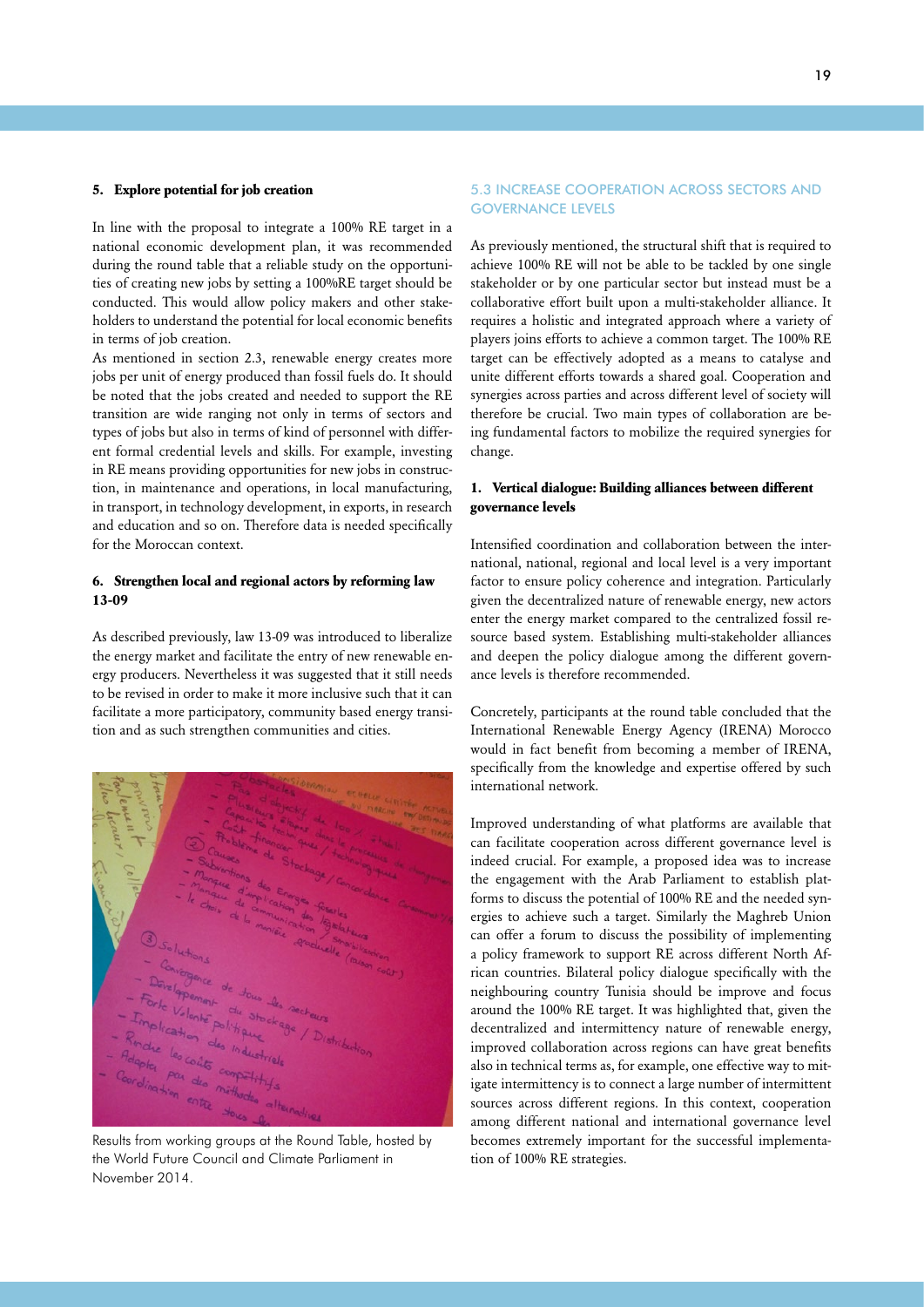**5. Explore potential for job creation**

In line with the proposal to integrate a 100% RE target in a national economic development plan, it was recommended during the round table that a reliable study on the opportunities of creating new jobs by setting a 100%RE target should be conducted. This would allow policy makers and other stakeholders to understand the potential for local economic benefits in terms of job creation.

As mentioned in section 2.3, renewable energy creates more jobs per unit of energy produced than fossil fuels do. It should be noted that the jobs created and needed to support the RE transition are wide ranging not only in terms of sectors and types of jobs but also in terms of kind of personnel with different formal credential levels and skills. For example, investing in RE means providing opportunities for new jobs in construction, in maintenance and operations, in local manufacturing, in transport, in technology development, in exports, in research and education and so on. Therefore data is needed specifically for the Moroccan context.

**6. Strengthen local and regional actors by reforming law 13-09**

As described previously, law 13-09 was introduced to liberalize the energy market and facilitate the entry of new renewable energy producers. Nevertheless it was suggested that it still needs to be revised in order to make it more inclusive such that it can facilitate a more participatory, community based energy transition and as such strengthen communities and cities.

Results from working groups at the Round Table, hosted by the World Future Council and Climate Parliament in November 2014.

## 5.3 INCREASE COOPERATION ACROSS SECTORS AND GOVERNANCE LEVELS

As previously mentioned, the structural shift that is required to achieve 100% RE will not be able to be tackled by one single stakeholder or by one particular sector but instead must be a collaborative effort built upon a multi-stakeholder alliance. It requires a holistic and integrated approach where a variety of players joins efforts to achieve a common target. The 100% RE target can be effectively adopted as a means to catalyse and unite different efforts towards a shared goal. Cooperation and synergies across parties and across different level of society will therefore be crucial. Two main types of collaboration are being fundamental factors to mobilize the required synergies for change.

**1. Vertical dialogue: Building alliances between different governance levels**

Intensified coordination and collaboration between the international, national, regional and local level is a very important factor to ensure policy coherence and integration. Particularly given the decentralized nature of renewable energy, new actors enter the energy market compared to the centralized fossil resource based system. Establishing multi-stakeholder alliances and deepen the policy dialogue among the different governance levels is therefore recommended.

Concretely, participants at the round table concluded that the International Renewable Energy Agency (IRENA) Morocco would in fact benefit from becoming a member of IRENA, specifically from the knowledge and expertise offered by such international network.

Improved understanding of what platforms are available that can facilitate cooperation across different governance level is indeed crucial. For example, a proposed idea was to increase the engagement with the Arab Parliament to establish platforms to discuss the potential of 100% RE and the needed synergies to achieve such a target. Similarly the Maghreb Union can offer a forum to discuss the possibility of implementing a policy framework to support RE across different North African countries. Bilateral policy dialogue specifically with the neighbouring country Tunisia should be improve and focus around the 100% RE target. It was highlighted that, given the decentralized and intermittency nature of renewable energy, improved collaboration across regions can have great benefits also in technical terms as, for example, one effective way to mitigate intermittency is to connect a large number of intermittent sources across different regions. In this context, cooperation among different national and international governance level becomes extremely important for the successful implementation of 100% RE strategies.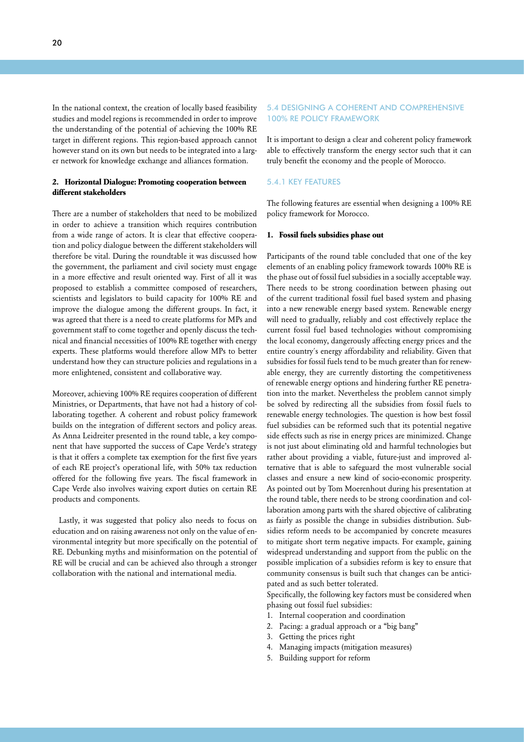In the national context, the creation of locally based feasibility studies and model regions is recommended in order to improve the understanding of the potential of achieving the 100% RE target in different regions. This region-based approach cannot however stand on its own but needs to be integrated into a larger network for knowledge exchange and alliances formation.

**2. Horizontal Dialogue: Promoting cooperation between different stakeholders**

There are a number of stakeholders that need to be mobilized in order to achieve a transition which requires contribution from a wide range of actors. It is clear that effective cooperation and policy dialogue between the different stakeholders will therefore be vital. During the roundtable it was discussed how the government, the parliament and civil society must engage in a more effective and result oriented way. First of all it was proposed to establish a committee composed of researchers, scientists and legislators to build capacity for 100% RE and improve the dialogue among the different groups. In fact, it was agreed that there is a need to create platforms for MPs and government staff to come together and openly discuss the technical and financial necessities of 100% RE together with energy experts. These platforms would therefore allow MPs to better understand how they can structure policies and regulations in a more enlightened, consistent and collaborative way.

Moreover, achieving 100% RE requires cooperation of different Ministries, or Departments, that have not had a history of collaborating together. A coherent and robust policy framework builds on the integration of different sectors and policy areas. As Anna Leidreiter presented in the round table, a key component that have supported the success of Cape Verde's strategy is that it offers a complete tax exemption for the first five years of each RE project's operational life, with 50% tax reduction offered for the following five years. The fiscal framework in Cape Verde also involves waiving export duties on certain RE products and components.

Lastly, it was suggested that policy also needs to focus on education and on raising awareness not only on the value of environmental integrity but more specifically on the potential of RE. Debunking myths and misinformation on the potential of RE will be crucial and can be achieved also through a stronger collaboration with the national and international media.

## 5.4 DESIGNING A COHERENT AND COMPREHENSIVE 100% RE POLICY FRAMEWORK

It is important to design a clear and coherent policy framework able to effectively transform the energy sector such that it can truly benefit the economy and the people of Morocco.

### 5.4.1 KEY FEATURES

The following features are essential when designing a 100% RE policy framework for Morocco.

**1. Fossil fuels subsidies phase out**

Participants of the round table concluded that one of the key elements of an enabling policy framework towards 100% RE is the phase out of fossil fuel subsidies in a socially acceptable way. There needs to be strong coordination between phasing out of the current traditional fossil fuel based system and phasing into a new renewable energy based system. Renewable energy will need to gradually, reliably and cost effectively replace the current fossil fuel based technologies without compromising the local economy, dangerously affecting energy prices and the entire country´s energy affordability and reliability. Given that subsidies for fossil fuels tend to be much greater than for renewable energy, they are currently distorting the competitiveness of renewable energy options and hindering further RE penetration into the market. Nevertheless the problem cannot simply be solved by redirecting all the subsidies from fossil fuels to renewable energy technologies. The question is how best fossil fuel subsidies can be reformed such that its potential negative side effects such as rise in energy prices are minimized. Change is not just about eliminating old and harmful technologies but rather about providing a viable, future-just and improved alternative that is able to safeguard the most vulnerable social classes and ensure a new kind of socio-economic prosperity. As pointed out by Tom Moerenhout during his presentation at the round table, there needs to be strong coordination and collaboration among parts with the shared objective of calibrating as fairly as possible the change in subsidies distribution. Subsidies reform needs to be accompanied by concrete measures to mitigate short term negative impacts. For example, gaining widespread understanding and support from the public on the possible implication of a subsidies reform is key to ensure that community consensus is built such that changes can be anticipated and as such better tolerated.

Specifically, the following key factors must be considered when phasing out fossil fuel subsidies:

1. Internal cooperation and coordination
2. Pacing: a gradual approach or a "big bang"
3. Getting the prices right
4. Managing impacts (mitigation measures)
5. Building support for reform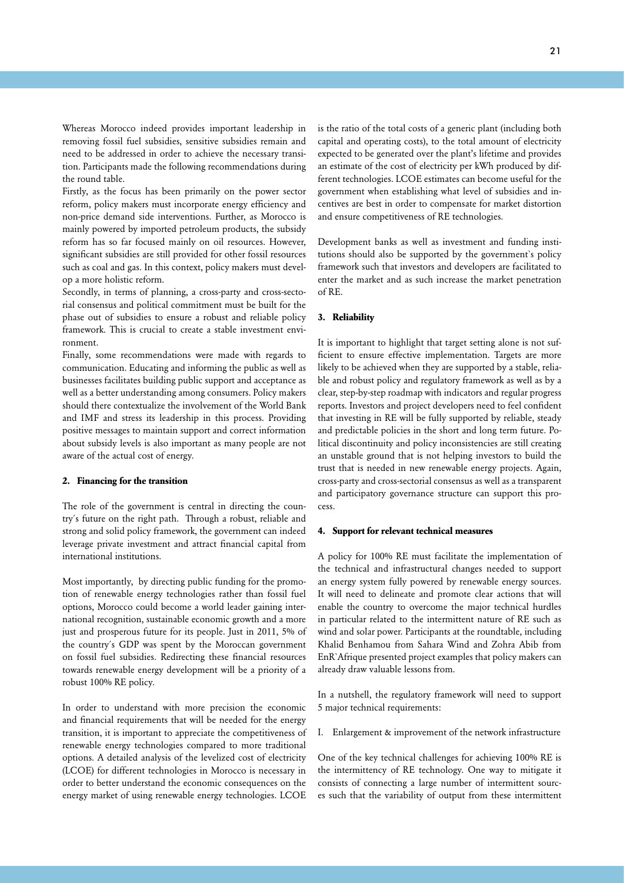Whereas Morocco indeed provides important leadership in removing fossil fuel subsidies, sensitive subsidies remain and need to be addressed in order to achieve the necessary transition. Participants made the following recommendations during the round table.

Firstly, as the focus has been primarily on the power sector reform, policy makers must incorporate energy efficiency and non-price demand side interventions. Further, as Morocco is mainly powered by imported petroleum products, the subsidy reform has so far focused mainly on oil resources. However, significant subsidies are still provided for other fossil resources such as coal and gas. In this context, policy makers must develop a more holistic reform.

Secondly, in terms of planning, a cross-party and cross-sectorial consensus and political commitment must be built for the phase out of subsidies to ensure a robust and reliable policy framework. This is crucial to create a stable investment environment.

Finally, some recommendations were made with regards to communication. Educating and informing the public as well as businesses facilitates building public support and acceptance as well as a better understanding among consumers. Policy makers should there contextualize the involvement of the World Bank and IMF and stress its leadership in this process. Providing positive messages to maintain support and correct information about subsidy levels is also important as many people are not aware of the actual cost of energy.

#### 2. Financing for the transition

The role of the government is central in directing the country´s future on the right path. Through a robust, reliable and strong and solid policy framework, the government can indeed leverage private investment and attract financial capital from international institutions.

Most importantly, by directing public funding for the promotion of renewable energy technologies rather than fossil fuel options, Morocco could become a world leader gaining international recognition, sustainable economic growth and a more just and prosperous future for its people. Just in 2011, 5% of the country´s GDP was spent by the Moroccan government on fossil fuel subsidies. Redirecting these financial resources towards renewable energy development will be a priority of a robust 100% RE policy.

In order to understand with more precision the economic and financial requirements that will be needed for the energy transition, it is important to appreciate the competitiveness of renewable energy technologies compared to more traditional options. A detailed analysis of the levelized cost of electricity (LCOE) for different technologies in Morocco is necessary in order to better understand the economic consequences on the energy market of using renewable energy technologies. LCOE is the ratio of the total costs of a generic plant (including both capital and operating costs), to the total amount of electricity expected to be generated over the plant's lifetime and provides an estimate of the cost of electricity per kWh produced by different technologies. LCOE estimates can become useful for the government when establishing what level of subsidies and incentives are best in order to compensate for market distortion and ensure competitiveness of RE technologies.

Development banks as well as investment and funding institutions should also be supported by the government`s policy framework such that investors and developers are facilitated to enter the market and as such increase the market penetration of RE.

#### 3. Reliability

It is important to highlight that target setting alone is not sufficient to ensure effective implementation. Targets are more likely to be achieved when they are supported by a stable, reliable and robust policy and regulatory framework as well as by a clear, step-by-step roadmap with indicators and regular progress reports. Investors and project developers need to feel confident that investing in RE will be fully supported by reliable, steady and predictable policies in the short and long term future. Political discontinuity and policy inconsistencies are still creating an unstable ground that is not helping investors to build the trust that is needed in new renewable energy projects. Again, cross-party and cross-sectorial consensus as well as a transparent and participatory governance structure can support this process.

#### 4. Support for relevant technical measures

A policy for 100% RE must facilitate the implementation of the technical and infrastructural changes needed to support an energy system fully powered by renewable energy sources. It will need to delineate and promote clear actions that will enable the country to overcome the major technical hurdles in particular related to the intermittent nature of RE such as wind and solar power. Participants at the roundtable, including Khalid Benhamou from Sahara Wind and Zohra Abib from EnR`Afrique presented project examples that policy makers can already draw valuable lessons from.

In a nutshell, the regulatory framework will need to support 5 major technical requirements:

I. Enlargement & improvement of the network infrastructure

One of the key technical challenges for achieving 100% RE is the intermittency of RE technology. One way to mitigate it consists of connecting a large number of intermittent sources such that the variability of output from these intermittent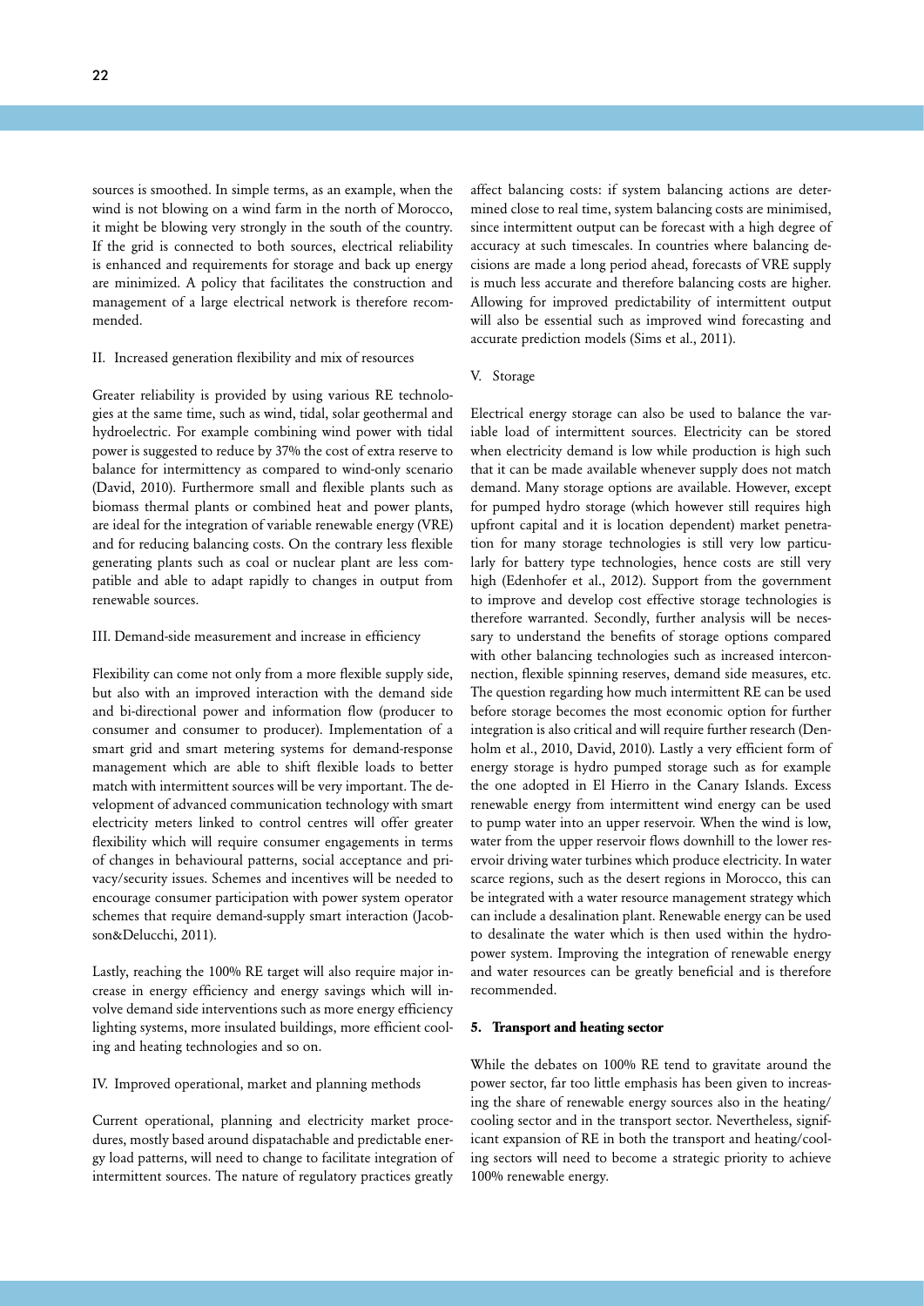sources is smoothed. In simple terms, as an example, when the wind is not blowing on a wind farm in the north of Morocco, it might be blowing very strongly in the south of the country. If the grid is connected to both sources, electrical reliability is enhanced and requirements for storage and back up energy are minimized. A policy that facilitates the construction and management of a large electrical network is therefore recommended.

II. Increased generation flexibility and mix of resources

Greater reliability is provided by using various RE technologies at the same time, such as wind, tidal, solar geothermal and hydroelectric. For example combining wind power with tidal power is suggested to reduce by 37% the cost of extra reserve to balance for intermittency as compared to wind-only scenario (David, 2010). Furthermore small and flexible plants such as biomass thermal plants or combined heat and power plants, are ideal for the integration of variable renewable energy (VRE) and for reducing balancing costs. On the contrary less flexible generating plants such as coal or nuclear plant are less compatible and able to adapt rapidly to changes in output from renewable sources.

III. Demand-side measurement and increase in efficiency

Flexibility can come not only from a more flexible supply side, but also with an improved interaction with the demand side and bi-directional power and information flow (producer to consumer and consumer to producer). Implementation of a smart grid and smart metering systems for demand-response management which are able to shift flexible loads to better match with intermittent sources will be very important. The development of advanced communication technology with smart electricity meters linked to control centres will offer greater flexibility which will require consumer engagements in terms of changes in behavioural patterns, social acceptance and privacy/security issues. Schemes and incentives will be needed to encourage consumer participation with power system operator schemes that require demand-supply smart interaction (Jacobson&Delucchi, 2011).

Lastly, reaching the 100% RE target will also require major increase in energy efficiency and energy savings which will involve demand side interventions such as more energy efficiency lighting systems, more insulated buildings, more efficient cooling and heating technologies and so on.

IV. Improved operational, market and planning methods

Current operational, planning and electricity market procedures, mostly based around dispatachable and predictable energy load patterns, will need to change to facilitate integration of intermittent sources. The nature of regulatory practices greatly affect balancing costs: if system balancing actions are determined close to real time, system balancing costs are minimised, since intermittent output can be forecast with a high degree of accuracy at such timescales. In countries where balancing decisions are made a long period ahead, forecasts of VRE supply is much less accurate and therefore balancing costs are higher. Allowing for improved predictability of intermittent output will also be essential such as improved wind forecasting and accurate prediction models (Sims et al., 2011).

V. Storage

Electrical energy storage can also be used to balance the variable load of intermittent sources. Electricity can be stored when electricity demand is low while production is high such that it can be made available whenever supply does not match demand. Many storage options are available. However, except for pumped hydro storage (which however still requires high upfront capital and it is location dependent) market penetration for many storage technologies is still very low particularly for battery type technologies, hence costs are still very high (Edenhofer et al., 2012). Support from the government to improve and develop cost effective storage technologies is therefore warranted. Secondly, further analysis will be necessary to understand the benefits of storage options compared with other balancing technologies such as increased interconnection, flexible spinning reserves, demand side measures, etc. The question regarding how much intermittent RE can be used before storage becomes the most economic option for further integration is also critical and will require further research (Denholm et al., 2010, David, 2010). Lastly a very efficient form of energy storage is hydro pumped storage such as for example the one adopted in El Hierro in the Canary Islands. Excess renewable energy from intermittent wind energy can be used to pump water into an upper reservoir. When the wind is low, water from the upper reservoir flows downhill to the lower reservoir driving water turbines which produce electricity. In water scarce regions, such as the desert regions in Morocco, this can be integrated with a water resource management strategy which can include a desalination plant. Renewable energy can be used to desalinate the water which is then used within the hydropower system. Improving the integration of renewable energy and water resources can be greatly beneficial and is therefore recommended.

### 5. Transport and heating sector

While the debates on 100% RE tend to gravitate around the power sector, far too little emphasis has been given to increasing the share of renewable energy sources also in the heating/cooling sector and in the transport sector. Nevertheless, significant expansion of RE in both the transport and heating/cooling sectors will need to become a strategic priority to achieve 100% renewable energy.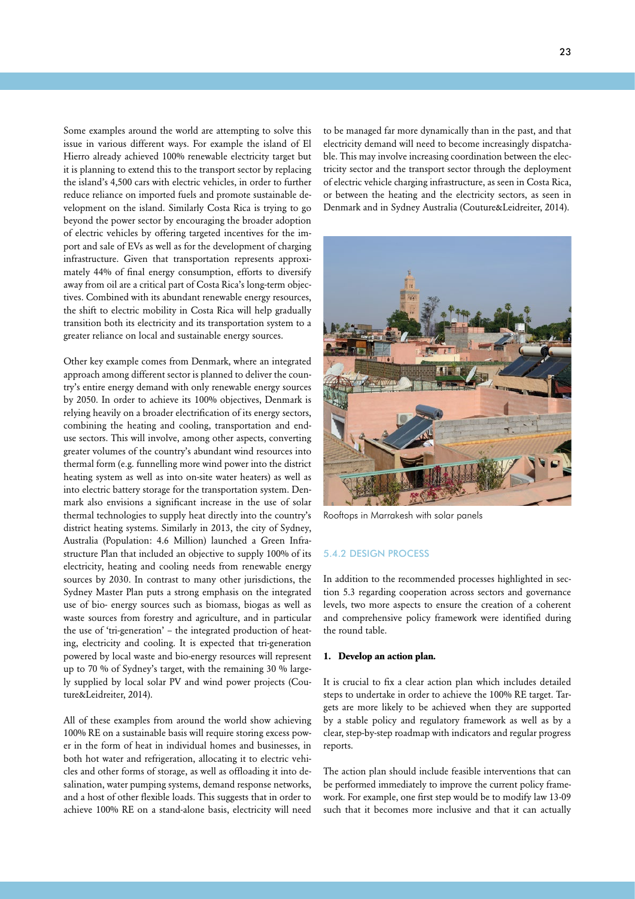Some examples around the world are attempting to solve this issue in various different ways. For example the island of El Hierro already achieved 100% renewable electricity target but it is planning to extend this to the transport sector by replacing the island's 4,500 cars with electric vehicles, in order to further reduce reliance on imported fuels and promote sustainable development on the island. Similarly Costa Rica is trying to go beyond the power sector by encouraging the broader adoption of electric vehicles by offering targeted incentives for the import and sale of EVs as well as for the development of charging infrastructure. Given that transportation represents approximately 44% of final energy consumption, efforts to diversify away from oil are a critical part of Costa Rica's long-term objectives. Combined with its abundant renewable energy resources, the shift to electric mobility in Costa Rica will help gradually transition both its electricity and its transportation system to a greater reliance on local and sustainable energy sources.

Other key example comes from Denmark, where an integrated approach among different sector is planned to deliver the country's entire energy demand with only renewable energy sources by 2050. In order to achieve its 100% objectives, Denmark is relying heavily on a broader electrification of its energy sectors, combining the heating and cooling, transportation and end-use sectors. This will involve, among other aspects, converting greater volumes of the country's abundant wind resources into thermal form (e.g. funnelling more wind power into the district heating system as well as into on-site water heaters) as well as into electric battery storage for the transportation system. Denmark also envisions a significant increase in the use of solar thermal technologies to supply heat directly into the country's district heating systems. Similarly in 2013, the city of Sydney, Australia (Population: 4.6 Million) launched a Green Infrastructure Plan that included an objective to supply 100% of its electricity, heating and cooling needs from renewable energy sources by 2030. In contrast to many other jurisdictions, the Sydney Master Plan puts a strong emphasis on the integrated use of bio- energy sources such as biomass, biogas as well as waste sources from forestry and agriculture, and in particular the use of 'tri-generation' – the integrated production of heating, electricity and cooling. It is expected that tri-generation powered by local waste and bio-energy resources will represent up to 70 % of Sydney's target, with the remaining 30 % largely supplied by local solar PV and wind power projects (Couture&Leidreiter, 2014).

All of these examples from around the world show achieving 100% RE on a sustainable basis will require storing excess power in the form of heat in individual homes and businesses, in both hot water and refrigeration, allocating it to electric vehicles and other forms of storage, as well as offloading it into desalination, water pumping systems, demand response networks, and a host of other flexible loads. This suggests that in order to achieve 100% RE on a stand-alone basis, electricity will need to be managed far more dynamically than in the past, and that electricity demand will need to become increasingly dispatchable. This may involve increasing coordination between the electricity sector and the transport sector through the deployment of electric vehicle charging infrastructure, as seen in Costa Rica, or between the heating and the electricity sectors, as seen in Denmark and in Sydney Australia (Couture&Leidreiter, 2014).

Rooftops in Marrakesh with solar panels

### 5.4.2 DESIGN PROCESS

In addition to the recommended processes highlighted in section 5.3 regarding cooperation across sectors and governance levels, two more aspects to ensure the creation of a coherent and comprehensive policy framework were identified during the round table.

**1. Develop an action plan.**

It is crucial to fix a clear action plan which includes detailed steps to undertake in order to achieve the 100% RE target. Targets are more likely to be achieved when they are supported by a stable policy and regulatory framework as well as by a clear, step-by-step roadmap with indicators and regular progress reports.

The action plan should include feasible interventions that can be performed immediately to improve the current policy framework. For example, one first step would be to modify law 13-09 such that it becomes more inclusive and that it can actually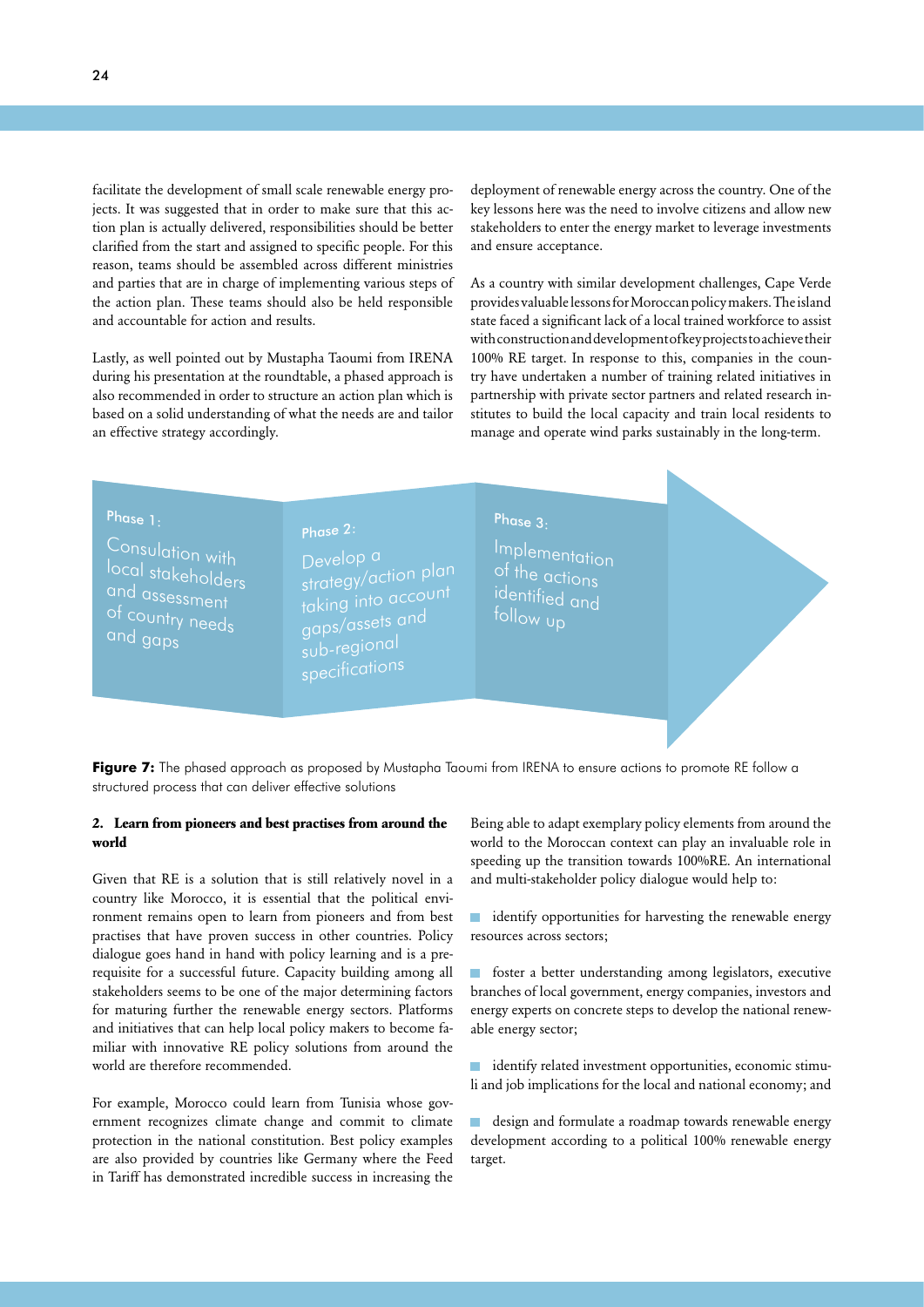facilitate the development of small scale renewable energy projects. It was suggested that in order to make sure that this action plan is actually delivered, responsibilities should be better clarified from the start and assigned to specific people. For this reason, teams should be assembled across different ministries and parties that are in charge of implementing various steps of the action plan. These teams should also be held responsible and accountable for action and results.

Lastly, as well pointed out by Mustapha Taoumi from IRENA during his presentation at the roundtable, a phased approach is also recommended in order to structure an action plan which is based on a solid understanding of what the needs are and tailor an effective strategy accordingly.

deployment of renewable energy across the country. One of the key lessons here was the need to involve citizens and allow new stakeholders to enter the energy market to leverage investments and ensure acceptance.

As a country with similar development challenges, Cape Verde provides valuable lessons for Moroccan policy makers. The island state faced a significant lack of a local trained workforce to assist with construction and development of key projects to achieve their 100% RE target. In response to this, companies in the country have undertaken a number of training related initiatives in partnership with private sector partners and related research institutes to build the local capacity and train local residents to manage and operate wind parks sustainably in the long-term.

Phase 1: Consulation with local stakeholders and assessment of country needs and gaps

Phase 2: Develop a strategy/action plan taking into account gaps/assets and sub-regional specifications

Phase 3: Implementation of the actions identified and follow up

**Figure 7:** The phased approach as proposed by Mustapha Taoumi from IRENA to ensure actions to promote RE follow a structured process that can deliver effective solutions

**2. Learn from pioneers and best practises from around the world**

Given that RE is a solution that is still relatively novel in a country like Morocco, it is essential that the political environment remains open to learn from pioneers and from best practises that have proven success in other countries. Policy dialogue goes hand in hand with policy learning and is a prerequisite for a successful future. Capacity building among all stakeholders seems to be one of the major determining factors for maturing further the renewable energy sectors. Platforms and initiatives that can help local policy makers to become familiar with innovative RE policy solutions from around the world are therefore recommended.

For example, Morocco could learn from Tunisia whose government recognizes climate change and commit to climate protection in the national constitution. Best policy examples are also provided by countries like Germany where the Feed in Tariff has demonstrated incredible success in increasing the

Being able to adapt exemplary policy elements from around the world to the Moroccan context can play an invaluable role in speeding up the transition towards 100%RE. An international and multi-stakeholder policy dialogue would help to:

- identify opportunities for harvesting the renewable energy resources across sectors;
- foster a better understanding among legislators, executive branches of local government, energy companies, investors and energy experts on concrete steps to develop the national renewable energy sector;
- identify related investment opportunities, economic stimuli and job implications for the local and national economy; and
- design and formulate a roadmap towards renewable energy development according to a political 100% renewable energy target.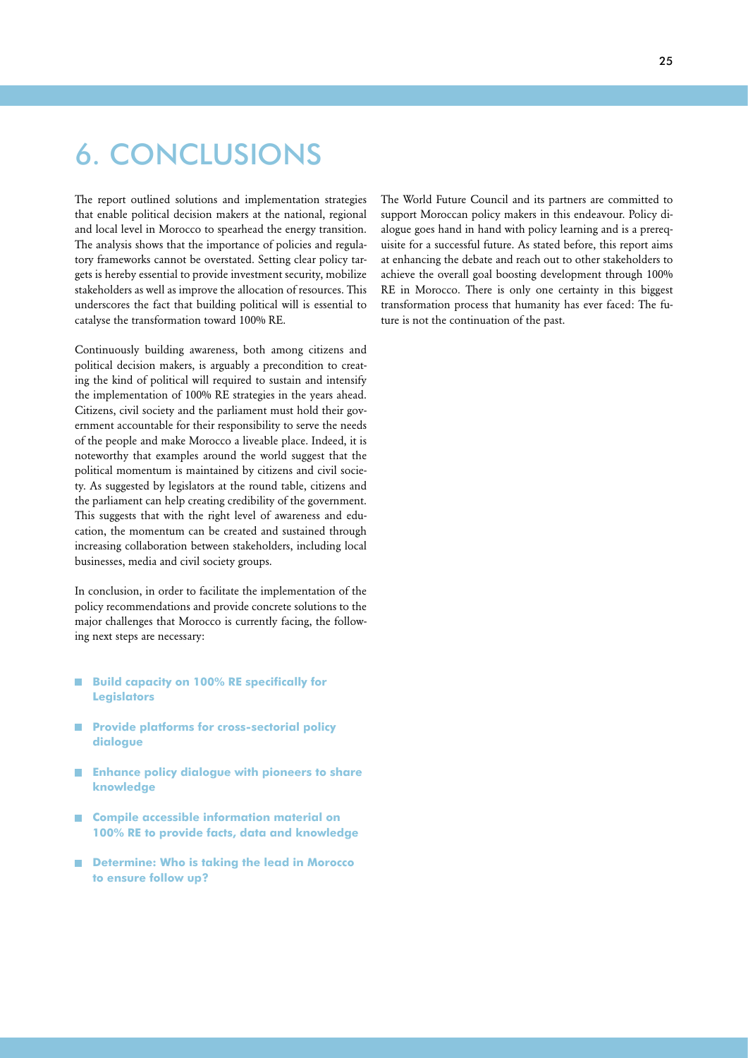# 6. CONCLUSIONS

The report outlined solutions and implementation strategies that enable political decision makers at the national, regional and local level in Morocco to spearhead the energy transition. The analysis shows that the importance of policies and regulatory frameworks cannot be overstated. Setting clear policy targets is hereby essential to provide investment security, mobilize stakeholders as well as improve the allocation of resources. This underscores the fact that building political will is essential to catalyse the transformation toward 100% RE.

Continuously building awareness, both among citizens and political decision makers, is arguably a precondition to creating the kind of political will required to sustain and intensify the implementation of 100% RE strategies in the years ahead. Citizens, civil society and the parliament must hold their government accountable for their responsibility to serve the needs of the people and make Morocco a liveable place. Indeed, it is noteworthy that examples around the world suggest that the political momentum is maintained by citizens and civil society. As suggested by legislators at the round table, citizens and the parliament can help creating credibility of the government. This suggests that with the right level of awareness and education, the momentum can be created and sustained through increasing collaboration between stakeholders, including local businesses, media and civil society groups.

In conclusion, in order to facilitate the implementation of the policy recommendations and provide concrete solutions to the major challenges that Morocco is currently facing, the following next steps are necessary:

- **Build capacity on 100% RE specifically for Legislators**
- **Provide platforms for cross-sectorial policy dialogue**
- **Enhance policy dialogue with pioneers to share knowledge**
- **Compile accessible information material on 100% RE to provide facts, data and knowledge**
- **Determine: Who is taking the lead in Morocco to ensure follow up?**

The World Future Council and its partners are committed to support Moroccan policy makers in this endeavour. Policy dialogue goes hand in hand with policy learning and is a prerequisite for a successful future. As stated before, this report aims at enhancing the debate and reach out to other stakeholders to achieve the overall goal boosting development through 100% RE in Morocco. There is only one certainty in this biggest transformation process that humanity has ever faced: The future is not the continuation of the past.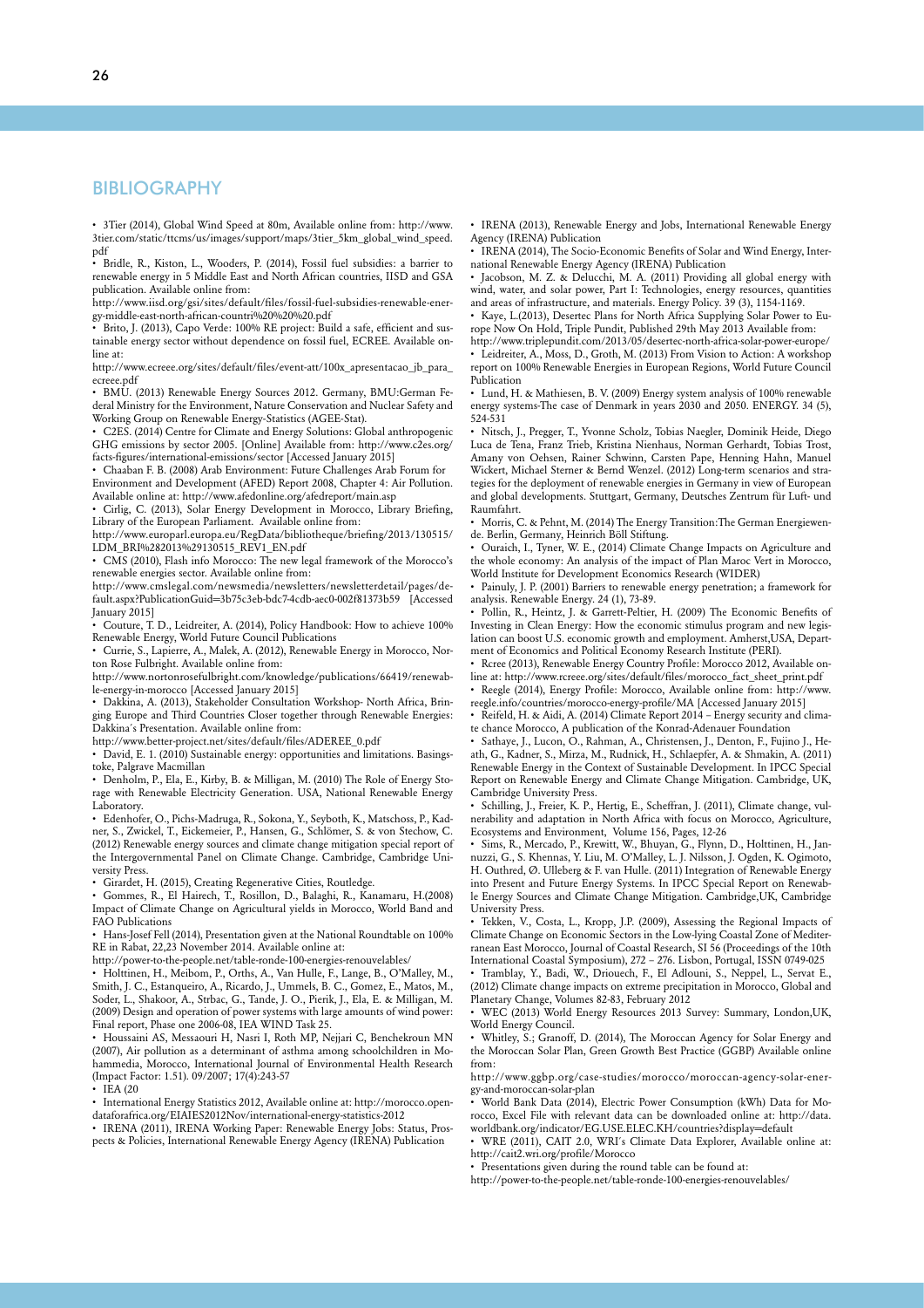# BIBLIOGRAPHY

- 3Tier (2014), Global Wind Speed at 80m, Available online from: http://www.3tier.com/static/ttcms/us/images/support/maps/3tier_5km_global_wind_speed.pdf
- Bridle, R., Kiston, L., Wooders, P. (2014), Fossil fuel subsidies: a barrier to renewable energy in 5 Middle East and North African countries, IISD and GSA publication. Available online from:
http://www.iisd.org/gsi/sites/default/files/fossil-fuel-subsidies-renewable-energy-middle-east-north-african-countri%20%20%20.pdf
- Brito, J. (2013), Capo Verde: 100% RE project: Build a safe, efficient and sustainable energy sector without dependence on fossil fuel, ECREE. Available online at:
http://www.ecreee.org/sites/default/files/event-att/100x_apresentacao_jb_para_ecreee.pdf
- BMU. (2013) Renewable Energy Sources 2012. Germany, BMU:German Federal Ministry for the Environment, Nature Conservation and Nuclear Safety and Working Group on Renewable Energy-Statistics (AGEE-Stat).
- C2ES. (2014) Centre for Climate and Energy Solutions: Global anthropogenic GHG emissions by sector 2005. [Online] Available from: http://www.c2es.org/facts-figures/international-emissions/sector [Accessed January 2015]
- Chaaban F. B. (2008) Arab Environment: Future Challenges Arab Forum for Environment and Development (AFED) Report 2008, Chapter 4: Air Pollution. Available online at: http://www.afedonline.org/afedreport/main.asp
- Cirlig, C. (2013), Solar Energy Development in Morocco, Library Briefing, Library of the European Parliament. Available online from:
http://www.europarl.europa.eu/RegData/bibliotheque/briefing/2013/130515/LDM_BRI%282013%29130515_REV1_EN.pdf
- CMS (2010), Flash info Morocco: The new legal framework of the Morocco's renewable energies sector. Available online from:
http://www.cmslegal.com/newsmedia/newsletters/newsletterdetail/pages/default.aspx?PublicationGuid=3b75c3eb-bdc7-4cdb-aec0-002f81373b59 [Accessed January 2015]
- Couture, T. D., Leidreiter, A. (2014), Policy Handbook: How to achieve 100% Renewable Energy, World Future Council Publications
- Currie, S., Lapierre, A., Malek, A. (2012), Renewable Energy in Morocco, Norton Rose Fulbright. Available online from:
http://www.nortonrosefulbright.com/knowledge/publications/66419/renewable-energy-in-morocco [Accessed January 2015]
- Dakkina, A. (2013), Stakeholder Consultation Workshop- North Africa, Bringing Europe and Third Countries Closer together through Renewable Energies: Dakkina's Presentation. Available online from:
http://www.better-project.net/sites/default/files/ADEREE_0.pdf
- David, E. 1. (2010) Sustainable energy: opportunities and limitations. Basingstoke, Palgrave Macmillan
- Denholm, P., Ela, E., Kirby, B. & Milligan, M. (2010) The Role of Energy Storage with Renewable Electricity Generation. USA, National Renewable Energy Laboratory.
- Edenhofer, O., Pichs-Madruga, R., Sokona, Y., Seyboth, K., Matschoss, P., Kadner, S., Zwickel, T., Eickemeier, P., Hansen, G., Schlömer, S. & von Stechow, C. (2012) Renewable energy sources and climate change mitigation special report of the Intergovernmental Panel on Climate Change. Cambridge, Cambridge University Press.
- Girardet, H. (2015), Creating Regenerative Cities, Routledge.
- Gommes, R., El Hairech, T., Rosillon, D., Balaghi, R., Kanamaru, H.(2008) Impact of Climate Change on Agricultural yields in Morocco, World Band and FAO Publications
- Hans-Josef Fell (2014), Presentation given at the National Roundtable on 100% RE in Rabat, 22,23 November 2014. Available online at:
http://power-to-the-people.net/table-ronde-100-energies-renouvelables/
- Holttinen, H., Meibom, P., Orths, A., Van Hulle, F., Lange, B., O'Malley, M., Smith, J. C., Estanqueiro, A., Ricardo, J., Ummels, B. C., Gomez, E., Matos, M., Soder, L., Shakoor, A., Strbac, G., Tande, J. O., Pierik, J., Ela, E. & Milligan, M. (2009) Design and operation of power systems with large amounts of wind power: Final report, Phase one 2006-08, IEA WIND Task 25.
- Houssaini AS, Messaouri H, Nasri I, Roth MP, Nejjari C, Benchekroun MN (2007), Air pollution as a determinant of asthma among schoolchildren in Mohammedia, Morocco, International Journal of Environmental Health Research (Impact Factor: 1.51). 09/2007; 17(4):243-57
- IEA (20
- International Energy Statistics 2012, Available online at: http://morocco.opendataforafrica.org/EIAIES2012Nov/international-energy-statistics-2012
- IRENA (2011), IRENA Working Paper: Renewable Energy Jobs: Status, Prospects & Policies, International Renewable Energy Agency (IRENA) Publication
- IRENA (2013), Renewable Energy and Jobs, International Renewable Energy Agency (IRENA) Publication
- IRENA (2014), The Socio-Economic Benefits of Solar and Wind Energy, International Renewable Energy Agency (IRENA) Publication
- Jacobson, M. Z. & Delucchi, M. A. (2011) Providing all global energy with wind, water, and solar power, Part I: Technologies, energy resources, quantities and areas of infrastructure, and materials. Energy Policy. 39 (3), 1154-1169.
- Kaye, L.(2013), Desertec Plans for North Africa Supplying Solar Power to Europe Now On Hold, Triple Pundit, Published 29th May 2013 Available from:
http://www.triplepundit.com/2013/05/desertec-north-africa-solar-power-europe/
- Leidreiter, A., Moss, D., Groth, M. (2013) From Vision to Action: A workshop report on 100% Renewable Energies in European Regions, World Future Council Publication
- Lund, H. & Mathiesen, B. V. (2009) Energy system analysis of 100% renewable energy systems-The case of Denmark in years 2030 and 2050. ENERGY. 34 (5), 524-531
- Nitsch, J., Pregger, T., Yvonne Scholz, Tobias Naegler, Dominik Heide, Diego Luca de Tena, Franz Trieb, Kristina Nienhaus, Norman Gerhardt, Tobias Trost, Amany von Oehsen, Rainer Schwinn, Carsten Pape, Henning Hahn, Manuel Wickert, Michael Sterner & Bernd Wenzel. (2012) Long-term scenarios and strategies for the deployment of renewable energies in Germany in view of European and global developments. Stuttgart, Germany, Deutsches Zentrum für Luft- und Raumfahrt.
- Morris, C. & Pehnt, M. (2014) The Energy Transition:The German Energiewende. Berlin, Germany, Heinrich Böll Stiftung.
- Ouraich, I., Tyner, W. E., (2014) Climate Change Impacts on Agriculture and the whole economy: An analysis of the impact of Plan Maroc Vert in Morocco, World Institute for Development Economics Research (WIDER)
- Painuly, J. P. (2001) Barriers to renewable energy penetration; a framework for analysis. Renewable Energy. 24 (1), 73-89.
- Pollin, R., Heintz, J. & Garrett-Peltier, H. (2009) The Economic Benefits of Investing in Clean Energy: How the economic stimulus program and new legislation can boost U.S. economic growth and employment. Amherst,USA, Department of Economics and Political Economy Research Institute (PERI).
- Rcree (2013), Renewable Energy Country Profile: Morocco 2012, Available online at: http://www.rcreee.org/sites/default/files/morocco_fact_sheet_print.pdf
- Reegle (2014), Energy Profile: Morocco, Available online from: http://www.reegle.info/countries/morocco-energy-profile/MA [Accessed January 2015]
- Reifeld, H. & Aidi, A. (2014) Climate Report 2014 – Energy security and climate chance Morocco, A publication of the Konrad-Adenauer Foundation
- Sathaye, J., Lucon, O., Rahman, A., Christensen, J., Denton, F., Fujino J., Heath, G., Kadner, S., Mirza, M., Rudnick, H., Schlaepfer, A. & Shmakin, A. (2011) Renewable Energy in the Context of Sustainable Development. In IPCC Special Report on Renewable Energy and Climate Change Mitigation. Cambridge, UK, Cambridge University Press.
- Schilling, J., Freier, K. P., Hertig, E., Scheffran, J. (2011), Climate change, vulnerability and adaptation in North Africa with focus on Morocco, Agriculture, Ecosystems and Environment, Volume 156, Pages, 12-26
- Sims, R., Mercado, P., Krewitt, W., Bhuyan, G., Flynn, D., Holttinen, H., Jannuzzi, G., S. Khennas, Y. Liu, M. O'Malley, L. J. Nilsson, J. Ogden, K. Ogimoto, H. Outhred, Ø. Ulleberg & F. van Hulle. (2011) Integration of Renewable Energy into Present and Future Energy Systems. In IPCC Special Report on Renewable Energy Sources and Climate Change Mitigation. Cambridge,UK, Cambridge University Press.
- Tekken, V., Costa, L., Kropp, J.P. (2009), Assessing the Regional Impacts of Climate Change on Economic Sectors in the Low-lying Coastal Zone of Mediterranean East Morocco, Journal of Coastal Research, SI 56 (Proceedings of the 10th International Coastal Symposium), 272 – 276. Lisbon, Portugal, ISSN 0749-025
- Tramblay, Y., Badi, W., Driouech, F., El Adlouni, S., Neppel, L., Servat E., (2012) Climate change impacts on extreme precipitation in Morocco, Global and Planetary Change, Volumes 82-83, February 2012
- WEC (2013) World Energy Resources 2013 Survey: Summary, London,UK, World Energy Council.
- Whitley, S.; Granoff, D. (2014), The Moroccan Agency for Solar Energy and the Moroccan Solar Plan, Green Growth Best Practice (GGBP) Available online from:
http://www.ggbp.org/case-studies/morocco/moroccan-agency-solar-energy-and-moroccan-solar-plan
- World Bank Data (2014), Electric Power Consumption (kWh) Data for Morocco, Excel File with relevant data can be downloaded online at: http://data.worldbank.org/indicator/EG.USE.ELEC.KH/countries?display=default
- WRE (2011), CAIT 2.0, WRI´s Climate Data Explorer, Available online at: http://cait2.wri.org/profile/Morocco
- Presentations given during the round table can be found at:
http://power-to-the-people.net/table-ronde-100-energies-renouvelables/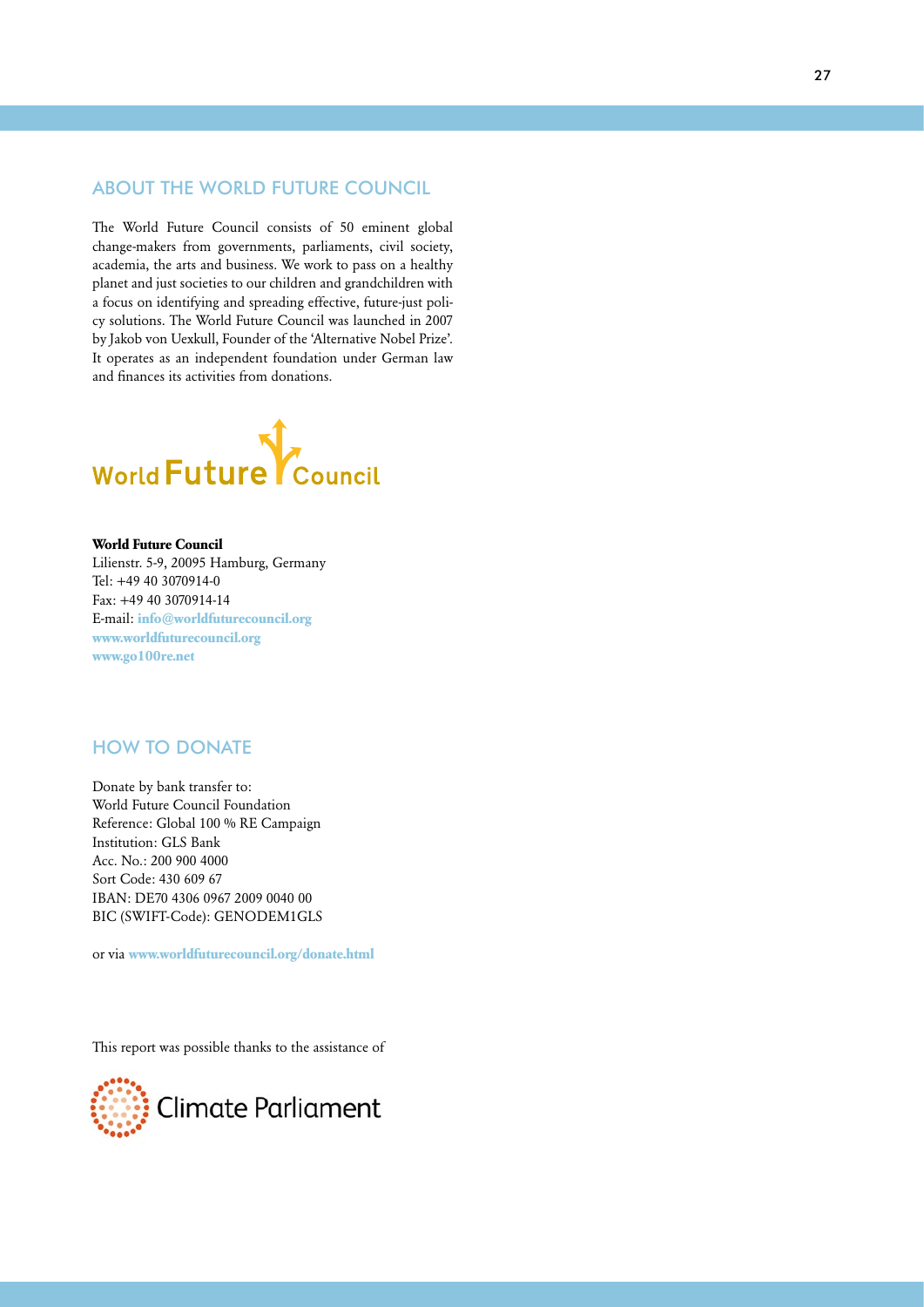## ABOUT THE WORLD FUTURE COUNCIL

The World Future Council consists of 50 eminent global change-makers from governments, parliaments, civil society, academia, the arts and business. We work to pass on a healthy planet and just societies to our children and grandchildren with a focus on identifying and spreading effective, future-just policy solutions. The World Future Council was launched in 2007 by Jakob von Uexkull, Founder of the 'Alternative Nobel Prize'. It operates as an independent foundation under German law and finances its activities from donations.

World Future Council

**World Future Council**
Lilienstr. 5-9, 20095 Hamburg, Germany
Tel: +49 40 3070914-0
Fax: +49 40 3070914-14
E-mail: **info@worldfuturecouncil.org**
**www.worldfuturecouncil.org**
**www.go100re.net**

## HOW TO DONATE

Donate by bank transfer to:
World Future Council Foundation
Reference: Global 100 % RE Campaign
Institution: GLS Bank
Acc. No.: 200 900 4000
Sort Code: 430 609 67
IBAN: DE70 4306 0967 2009 0040 00
BIC (SWIFT-Code): GENODEM1GLS

or via **www.worldfuturecouncil.org/donate.html**

This report was possible thanks to the assistance of

Climate Parliament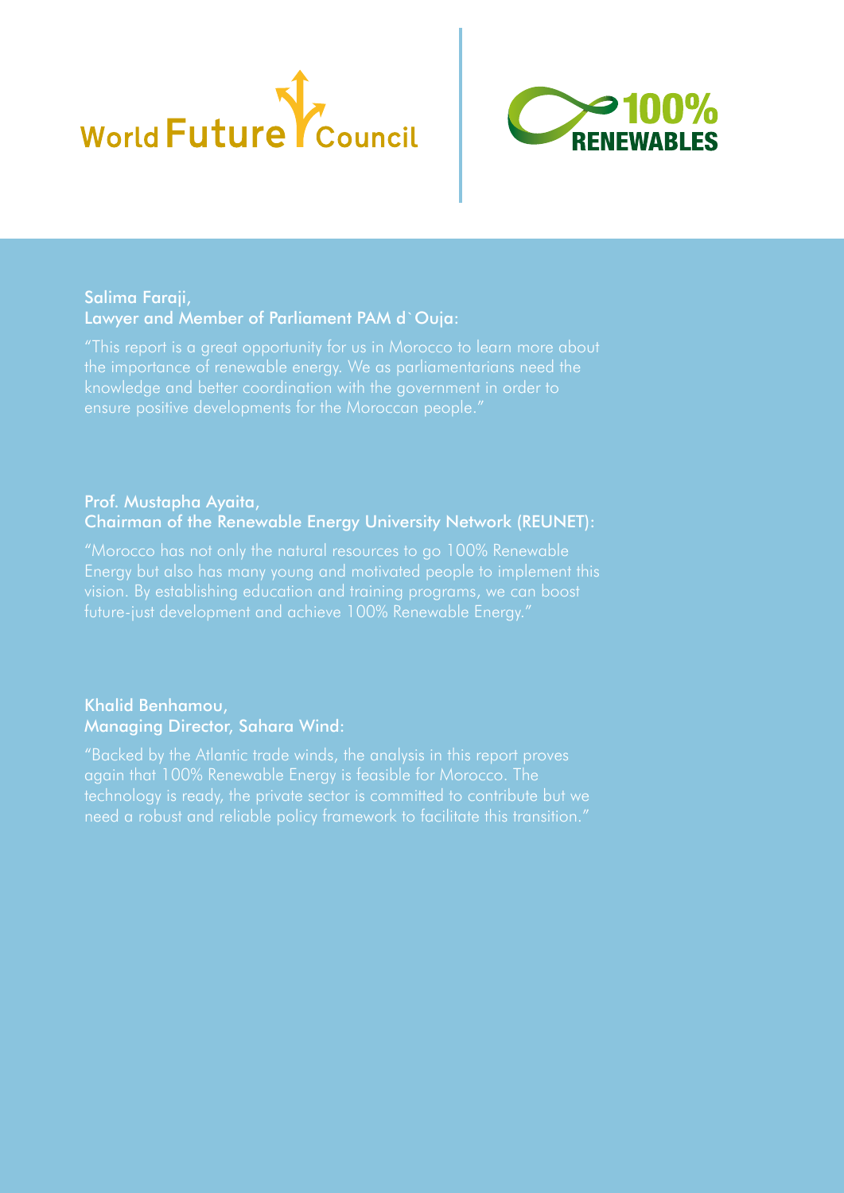World Future Council

100% RENEWABLES

**Salima Faraji,**
**Lawyer and Member of Parliament PAM d`Ouja:**

"This report is a great opportunity for us in Morocco to learn more about the importance of renewable energy. We as parliamentarians need the knowledge and better coordination with the government in order to ensure positive developments for the Moroccan people."

**Prof. Mustapha Ayaita,**
**Chairman of the Renewable Energy University Network (REUNET):**

"Morocco has not only the natural resources to go 100% Renewable Energy but also has many young and motivated people to implement this vision. By establishing education and training programs, we can boost future-just development and achieve 100% Renewable Energy."

**Khalid Benhamou,**
**Managing Director, Sahara Wind:**

"Backed by the Atlantic trade winds, the analysis in this report proves again that 100% Renewable Energy is feasible for Morocco. The technology is ready, the private sector is committed to contribute but we need a robust and reliable policy framework to facilitate this transition."